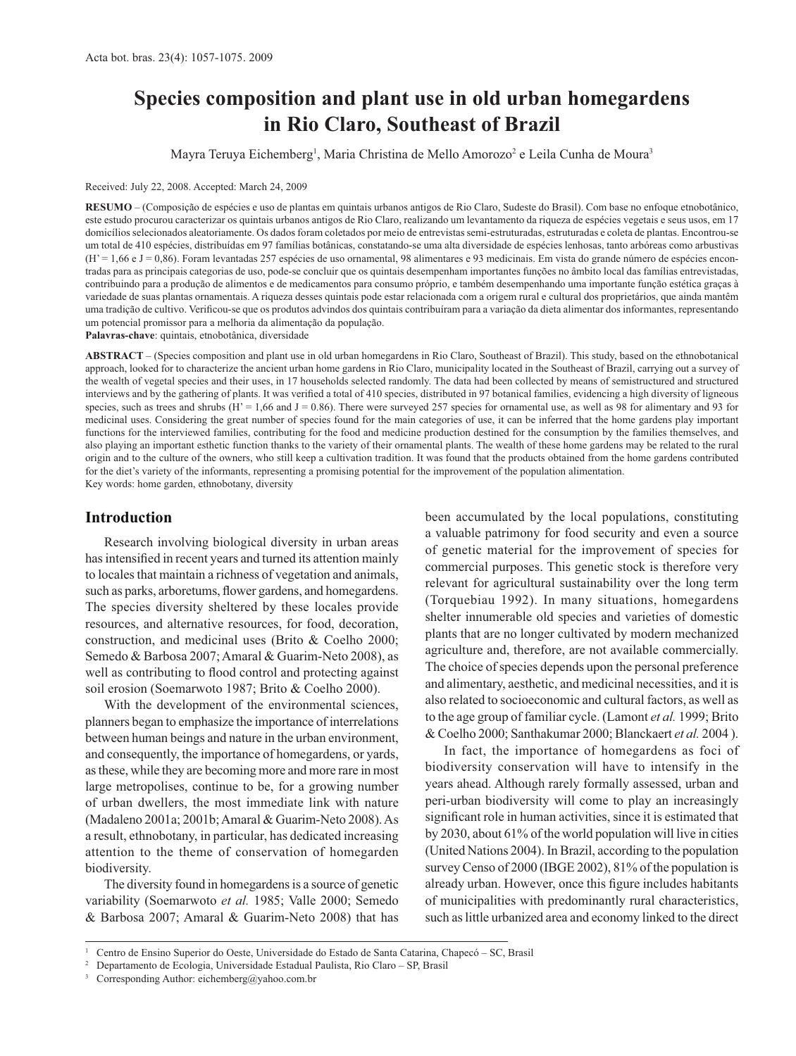# Species composition and plant use in old urban homegardens in Rio Claro, Southeast of Brazil

Mayra Teruya Eichemberg[1], Maria Christina de Mello Amorozo[2] e Leila Cunha de Moura[3]

Received: July 22, 2008. Accepted: March 24, 2009

**RESUMO** – (Composição de espécies e uso de plantas em quintais urbanos antigos de Rio Claro, Sudeste do Brasil). Com base no enfoque etnobotânico, este estudo procurou caracterizar os quintais urbanos antigos de Rio Claro, realizando um levantamento da riqueza de espécies vegetais e seus usos, em 17 domicílios selecionados aleatoriamente. Os dados foram coletados por meio de entrevistas semi-estruturadas, estruturadas e coleta de plantas. Encontrou-se um total de 410 espécies, distribuídas em 97 famílias botânicas, constatando-se uma alta diversidade de espécies lenhosas, tanto arbóreas como arbustivas (H' = 1,66 e J = 0,86). Foram levantadas 257 espécies de uso ornamental, 98 alimentares e 93 medicinais. Em vista do grande número de espécies encontradas para as principais categorias de uso, pode-se concluir que os quintais desempenham importantes funções no âmbito local das famílias entrevistadas, contribuindo para a produção de alimentos e de medicamentos para consumo próprio, e também desempenhando uma importante função estética graças à variedade de suas plantas ornamentais. A riqueza desses quintais pode estar relacionada com a origem rural e cultural dos proprietários, que ainda mantêm uma tradição de cultivo. Verificou-se que os produtos advindos dos quintais contribuíram para a variação da dieta alimentar dos informantes, representando um potencial promissor para a melhoria da alimentação da população.

**Palavras-chave**: quintais, etnobotânica, diversidade

**ABSTRACT** – (Species composition and plant use in old urban homegardens in Rio Claro, Southeast of Brazil). This study, based on the ethnobotanical approach, looked for to characterize the ancient urban home gardens in Rio Claro, municipality located in the Southeast of Brazil, carrying out a survey of the wealth of vegetal species and their uses, in 17 households selected randomly. The data had been collected by means of semistructured and structured interviews and by the gathering of plants. It was verified a total of 410 species, distributed in 97 botanical families, evidencing a high diversity of ligneous species, such as trees and shrubs (H' = 1,66 and J = 0.86). There were surveyed 257 species for ornamental use, as well as 98 for alimentary and 93 for medicinal uses. Considering the great number of species found for the main categories of use, it can be inferred that the home gardens play important functions for the interviewed families, contributing for the food and medicine production destined for the consumption by the families themselves, and also playing an important esthetic function thanks to the variety of their ornamental plants. The wealth of these home gardens may be related to the rural origin and to the culture of the owners, who still keep a cultivation tradition. It was found that the products obtained from the home gardens contributed for the diet's variety of the informants, representing a promising potential for the improvement of the population alimentation.

Key words: home garden, ethnobotany, diversity

## Introduction

Research involving biological diversity in urban areas has intensified in recent years and turned its attention mainly to locales that maintain a richness of vegetation and animals, such as parks, arboretums, flower gardens, and homegardens. The species diversity sheltered by these locales provide resources, and alternative resources, for food, decoration, construction, and medicinal uses (Brito & Coelho 2000; Semedo & Barbosa 2007; Amaral & Guarim-Neto 2008), as well as contributing to flood control and protecting against soil erosion (Soemarwoto 1987; Brito & Coelho 2000).

With the development of the environmental sciences, planners began to emphasize the importance of interrelations between human beings and nature in the urban environment, and consequently, the importance of homegardens, or yards, as these, while they are becoming more and more rare in most large metropolises, continue to be, for a growing number of urban dwellers, the most immediate link with nature (Madaleno 2001a; 2001b; Amaral & Guarim-Neto 2008). As a result, ethnobotany, in particular, has dedicated increasing attention to the theme of conservation of homegarden biodiversity.

The diversity found in homegardens is a source of genetic variability (Soemarwoto *et al.* 1985; Valle 2000; Semedo & Barbosa 2007; Amaral & Guarim-Neto 2008) that has been accumulated by the local populations, constituting a valuable patrimony for food security and even a source of genetic material for the improvement of species for commercial purposes. This genetic stock is therefore very relevant for agricultural sustainability over the long term (Torquebiau 1992). In many situations, homegardens shelter innumerable old species and varieties of domestic plants that are no longer cultivated by modern mechanized agriculture and, therefore, are not available commercially. The choice of species depends upon the personal preference and alimentary, aesthetic, and medicinal necessities, and it is also related to socioeconomic and cultural factors, as well as to the age group of familiar cycle. (Lamont *et al.* 1999; Brito & Coelho 2000; Santhakumar 2000; Blanckaert *et al.* 2004 ).

In fact, the importance of homegardens as foci of biodiversity conservation will have to intensify in the years ahead. Although rarely formally assessed, urban and peri-urban biodiversity will come to play an increasingly significant role in human activities, since it is estimated that by 2030, about 61% of the world population will live in cities (United Nations 2004). In Brazil, according to the population survey Censo of 2000 (IBGE 2002), 81% of the population is already urban. However, once this figure includes habitants of municipalities with predominantly rural characteristics, such as little urbanized area and economy linked to the direct

---

[1] Centro de Ensino Superior do Oeste, Universidade do Estado de Santa Catarina, Chapecó – SC, Brasil

[2] Departamento de Ecologia, Universidade Estadual Paulista, Rio Claro – SP, Brasil

[3] Corresponding Author: eichemberg@yahoo.com.br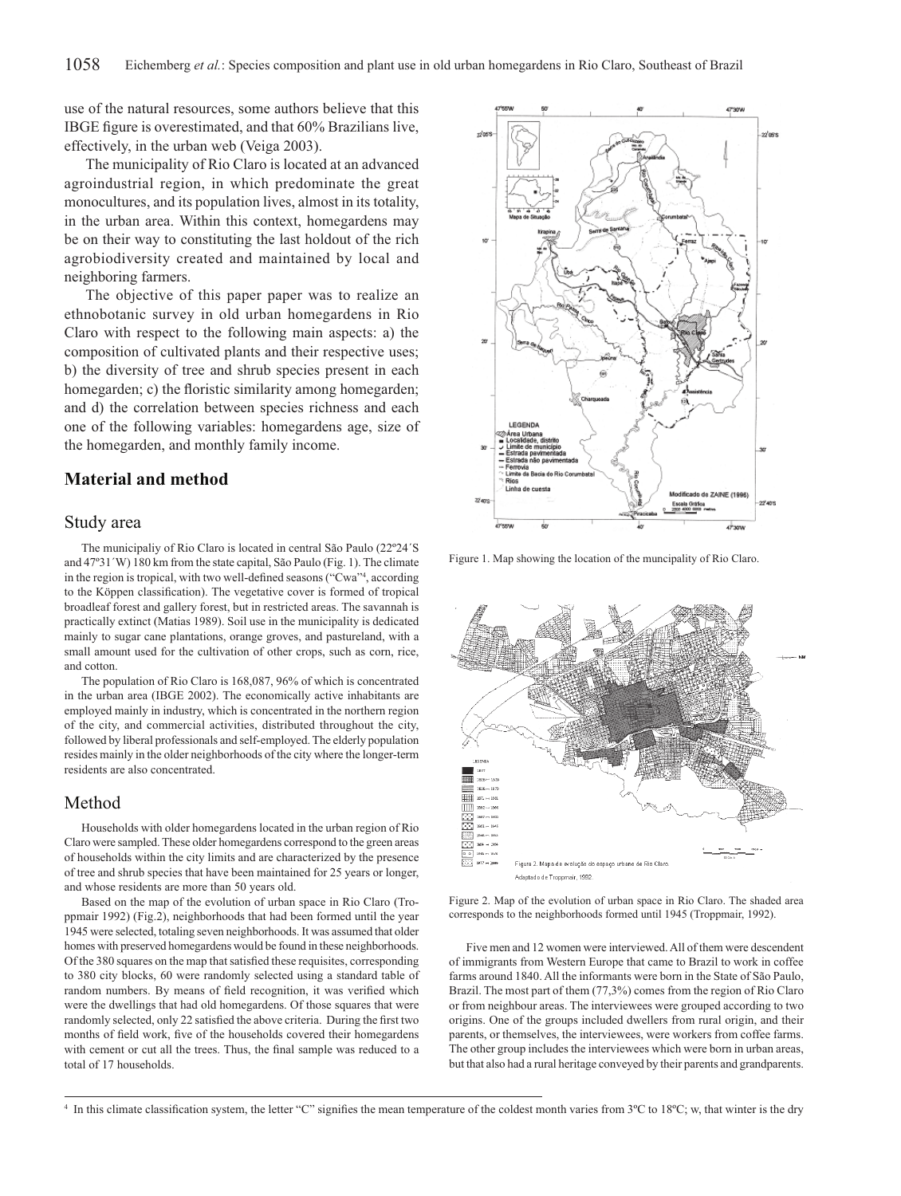use of the natural resources, some authors believe that this IBGE figure is overestimated, and that 60% Brazilians live, effectively, in the urban web (Veiga 2003).

The municipality of Rio Claro is located at an advanced agroindustrial region, in which predominate the great monocultures, and its population lives, almost in its totality, in the urban area. Within this context, homegardens may be on their way to constituting the last holdout of the rich agrobiodiversity created and maintained by local and neighboring farmers.

The objective of this paper paper was to realize an ethnobotanic survey in old urban homegardens in Rio Claro with respect to the following main aspects: a) the composition of cultivated plants and their respective uses; b) the diversity of tree and shrub species present in each homegarden; c) the floristic similarity among homegarden; and d) the correlation between species richness and each one of the following variables: homegardens age, size of the homegarden, and monthly family income.

## Material and method

### Study area

The municipaliy of Rio Claro is located in central São Paulo (22º24´S and 47º31´W) 180 km from the state capital, São Paulo (Fig. 1). The climate in the region is tropical, with two well-defined seasons ("Cwa"[4], according to the Köppen classification). The vegetative cover is formed of tropical broadleaf forest and gallery forest, but in restricted areas. The savannah is practically extinct (Matias 1989). Soil use in the municipality is dedicated mainly to sugar cane plantations, orange groves, and pastureland, with a small amount used for the cultivation of other crops, such as corn, rice, and cotton.

The population of Rio Claro is 168,087, 96% of which is concentrated in the urban area (IBGE 2002). The economically active inhabitants are employed mainly in industry, which is concentrated in the northern region of the city, and commercial activities, distributed throughout the city, followed by liberal professionals and self-employed. The elderly population resides mainly in the older neighborhoods of the city where the longer-term residents are also concentrated.

### Method

Households with older homegardens located in the urban region of Rio Claro were sampled. These older homegardens correspond to the green areas of households within the city limits and are characterized by the presence of tree and shrub species that have been maintained for 25 years or longer, and whose residents are more than 50 years old.

Based on the map of the evolution of urban space in Rio Claro (Troppmair 1992) (Fig.2), neighborhoods that had been formed until the year 1945 were selected, totaling seven neighborhoods. It was assumed that older homes with preserved homegardens would be found in these neighborhoods. Of the 380 squares on the map that satisfied these requisites, corresponding to 380 city blocks, 60 were randomly selected using a standard table of random numbers. By means of field recognition, it was verified which were the dwellings that had old homegardens. Of those squares that were randomly selected, only 22 satisfied the above criteria. During the first two months of field work, five of the households covered their homegardens with cement or cut all the trees. Thus, the final sample was reduced to a total of 17 households.

Figure 1. Map showing the location of the muncipality of Rio Claro.

Figure 2. Map of the evolution of urban space in Rio Claro. The shaded area corresponds to the neighborhoods formed until 1945 (Troppmair, 1992).

Five men and 12 women were interviewed. All of them were descendent of immigrants from Western Europe that came to Brazil to work in coffee farms around 1840. All the informants were born in the State of São Paulo, Brazil. The most part of them (77,3%) comes from the region of Rio Claro or from neighbour areas. The interviewees were grouped according to two origins. One of the groups included dwellers from rural origin, and their parents, or themselves, the interviewees, were workers from coffee farms. The other group includes the interviewees which were born in urban areas, but that also had a rural heritage conveyed by their parents and grandparents.

[4] In this climate classification system, the letter "C" signifies the mean temperature of the coldest month varies from 3ºC to 18ºC; w, that winter is the dry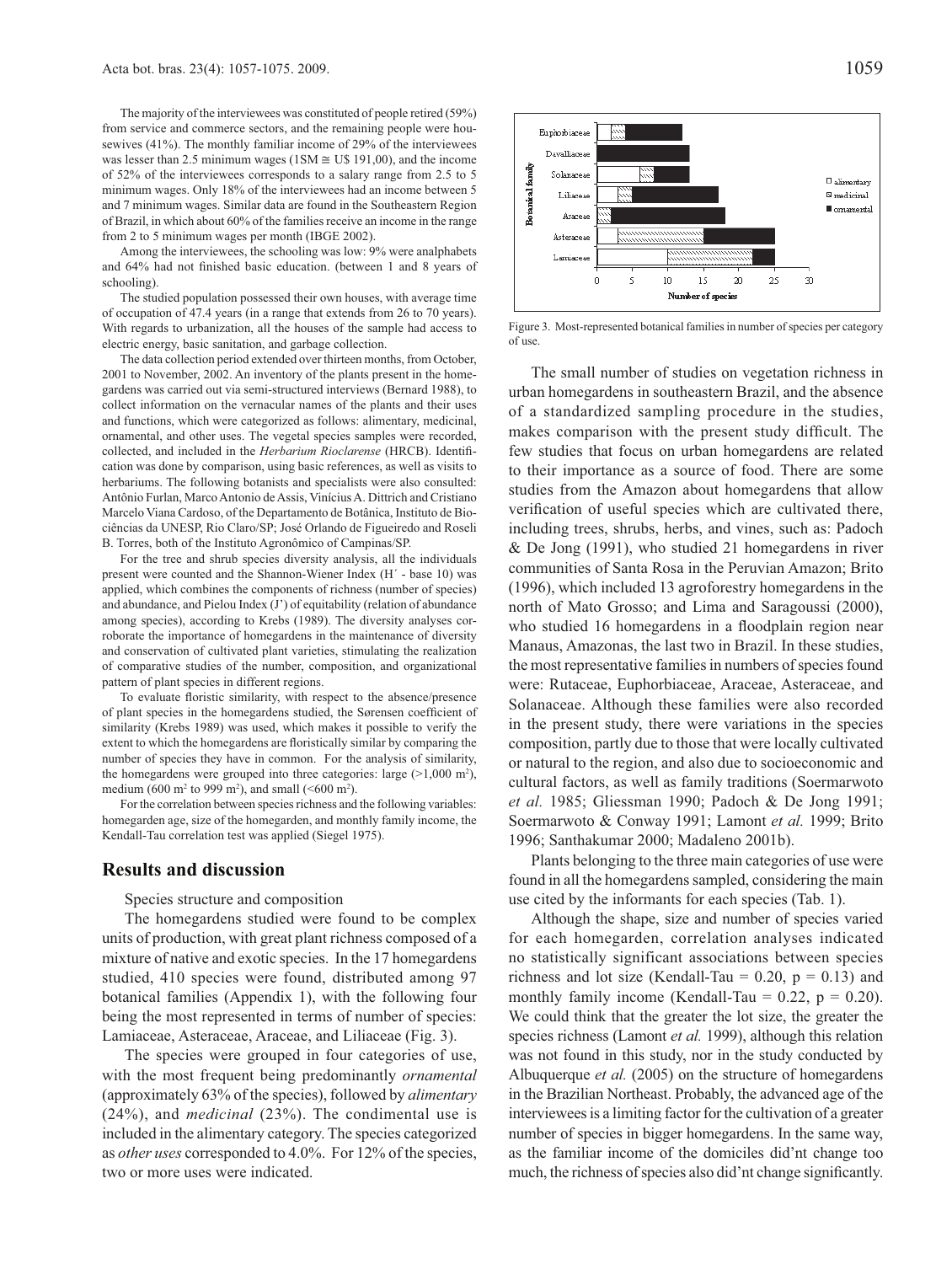The majority of the interviewees was constituted of people retired (59%) from service and commerce sectors, and the remaining people were housewives (41%). The monthly familiar income of 29% of the interviewees was lesser than 2.5 minimum wages (1SM ≅ U$ 191,00), and the income of 52% of the interviewees corresponds to a salary range from 2.5 to 5 minimum wages. Only 18% of the interviewees had an income between 5 and 7 minimum wages. Similar data are found in the Southeastern Region of Brazil, in which about 60% of the families receive an income in the range from 2 to 5 minimum wages per month (IBGE 2002).

Among the interviewees, the schooling was low: 9% were analphabets and 64% had not finished basic education. (between 1 and 8 years of schooling).

The studied population possessed their own houses, with average time of occupation of 47.4 years (in a range that extends from 26 to 70 years). With regards to urbanization, all the houses of the sample had access to electric energy, basic sanitation, and garbage collection.

The data collection period extended over thirteen months, from October, 2001 to November, 2002. An inventory of the plants present in the homegardens was carried out via semi-structured interviews (Bernard 1988), to collect information on the vernacular names of the plants and their uses and functions, which were categorized as follows: alimentary, medicinal, ornamental, and other uses. The vegetal species samples were recorded, collected, and included in the *Herbarium Rioclarense* (HRCB). Identification was done by comparison, using basic references, as well as visits to herbariums. The following botanists and specialists were also consulted: Antônio Furlan, Marco Antonio de Assis, Vinícius A. Dittrich and Cristiano Marcelo Viana Cardoso, of the Departamento de Botânica, Instituto de Biociências da UNESP, Rio Claro/SP; José Orlando de Figueiredo and Roseli B. Torres, both of the Instituto Agronômico of Campinas/SP.

For the tree and shrub species diversity analysis, all the individuals present were counted and the Shannon-Wiener Index (H´ - base 10) was applied, which combines the components of richness (number of species) and abundance, and Pielou Index (J') of equitability (relation of abundance among species), according to Krebs (1989). The diversity analyses corroborate the importance of homegardens in the maintenance of diversity and conservation of cultivated plant varieties, stimulating the realization of comparative studies of the number, composition, and organizational pattern of plant species in different regions.

To evaluate floristic similarity, with respect to the absence/presence of plant species in the homegardens studied, the Sørensen coefficient of similarity (Krebs 1989) was used, which makes it possible to verify the extent to which the homegardens are floristically similar by comparing the number of species they have in common. For the analysis of similarity, the homegardens were grouped into three categories: large (>1,000 m$^2$), medium (600 m$^2$ to 999 m$^2$), and small (<600 m$^2$).

For the correlation between species richness and the following variables: homegarden age, size of the homegarden, and monthly family income, the Kendall-Tau correlation test was applied (Siegel 1975).

## Results and discussion

Species structure and composition

The homegardens studied were found to be complex units of production, with great plant richness composed of a mixture of native and exotic species. In the 17 homegardens studied, 410 species were found, distributed among 97 botanical families (Appendix 1), with the following four being the most represented in terms of number of species: Lamiaceae, Asteraceae, Araceae, and Liliaceae (Fig. 3).

The species were grouped in four categories of use, with the most frequent being predominantly *ornamental* (approximately 63% of the species), followed by *alimentary* (24%), and *medicinal* (23%). The condimental use is included in the alimentary category. The species categorized as *other uses* corresponded to 4.0%. For 12% of the species, two or more uses were indicated.

Figure 3. Most-represented botanical families in number of species per category of use.

The small number of studies on vegetation richness in urban homegardens in southeastern Brazil, and the absence of a standardized sampling procedure in the studies, makes comparison with the present study difficult. The few studies that focus on urban homegardens are related to their importance as a source of food. There are some studies from the Amazon about homegardens that allow verification of useful species which are cultivated there, including trees, shrubs, herbs, and vines, such as: Padoch & De Jong (1991), who studied 21 homegardens in river communities of Santa Rosa in the Peruvian Amazon; Brito (1996), which included 13 agroforestry homegardens in the north of Mato Grosso; and Lima and Saragoussi (2000), who studied 16 homegardens in a floodplain region near Manaus, Amazonas, the last two in Brazil. In these studies, the most representative families in numbers of species found were: Rutaceae, Euphorbiaceae, Araceae, Asteraceae, and Solanaceae. Although these families were also recorded in the present study, there were variations in the species composition, partly due to those that were locally cultivated or natural to the region, and also due to socioeconomic and cultural factors, as well as family traditions (Soermarwoto *et al.* 1985; Gliessman 1990; Padoch & De Jong 1991; Soermarwoto & Conway 1991; Lamont *et al.* 1999; Brito 1996; Santhakumar 2000; Madaleno 2001b).

Plants belonging to the three main categories of use were found in all the homegardens sampled, considering the main use cited by the informants for each species (Tab. 1).

Although the shape, size and number of species varied for each homegarden, correlation analyses indicated no statistically significant associations between species richness and lot size (Kendall-Tau = 0.20, $p = 0.13$) and monthly family income (Kendall-Tau = 0.22, $p = 0.20$). We could think that the greater the lot size, the greater the species richness (Lamont *et al.* 1999), although this relation was not found in this study, nor in the study conducted by Albuquerque *et al.* (2005) on the structure of homegardens in the Brazilian Northeast. Probably, the advanced age of the interviewees is a limiting factor for the cultivation of a greater number of species in bigger homegardens. In the same way, as the familiar income of the domiciles did'nt change too much, the richness of species also did'nt change significantly.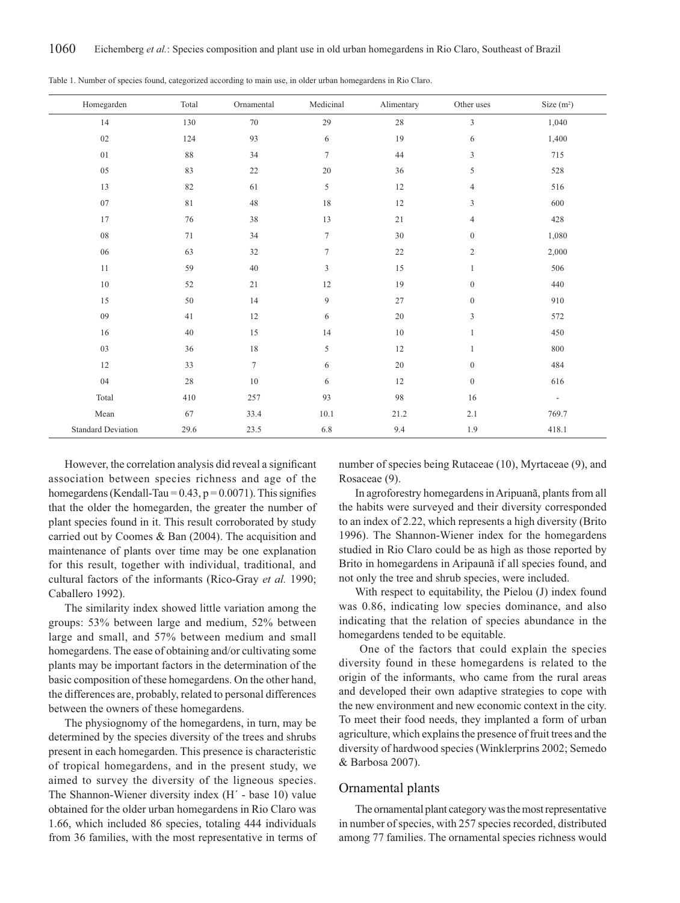Table 1. Number of species found, categorized according to main use, in older urban homegardens in Rio Claro.

| Homegarden | Total | Ornamental | Medicinal | Alimentary | Other uses | Size (m²) |
|---|---|---|---|---|---|---|
| 14 | 130 | 70 | 29 | 28 | 3 | 1,040 |
| 02 | 124 | 93 | 6 | 19 | 6 | 1,400 |
| 01 | 88 | 34 | 7 | 44 | 3 | 715 |
| 05 | 83 | 22 | 20 | 36 | 5 | 528 |
| 13 | 82 | 61 | 5 | 12 | 4 | 516 |
| 07 | 81 | 48 | 18 | 12 | 3 | 600 |
| 17 | 76 | 38 | 13 | 21 | 4 | 428 |
| 08 | 71 | 34 | 7 | 30 | 0 | 1,080 |
| 06 | 63 | 32 | 7 | 22 | 2 | 2,000 |
| 11 | 59 | 40 | 3 | 15 | 1 | 506 |
| 10 | 52 | 21 | 12 | 19 | 0 | 440 |
| 15 | 50 | 14 | 9 | 27 | 0 | 910 |
| 09 | 41 | 12 | 6 | 20 | 3 | 572 |
| 16 | 40 | 15 | 14 | 10 | 1 | 450 |
| 03 | 36 | 18 | 5 | 12 | 1 | 800 |
| 12 | 33 | 7 | 6 | 20 | 0 | 484 |
| 04 | 28 | 10 | 6 | 12 | 0 | 616 |
| Total | 410 | 257 | 93 | 98 | 16 | - |
| Mean | 67 | 33.4 | 10.1 | 21.2 | 2.1 | 769.7 |
| Standard Deviation | 29.6 | 23.5 | 6.8 | 9.4 | 1.9 | 418.1 |

However, the correlation analysis did reveal a significant association between species richness and age of the homegardens (Kendall-Tau = 0.43, $p = 0.0071$). This signifies that the older the homegarden, the greater the number of plant species found in it. This result corroborated by study carried out by Coomes & Ban (2004). The acquisition and maintenance of plants over time may be one explanation for this result, together with individual, traditional, and cultural factors of the informants (Rico-Gray *et al.* 1990; Caballero 1992).

The similarity index showed little variation among the groups: 53% between large and medium, 52% between large and small, and 57% between medium and small homegardens. The ease of obtaining and/or cultivating some plants may be important factors in the determination of the basic composition of these homegardens. On the other hand, the differences are, probably, related to personal differences between the owners of these homegardens.

The physiognomy of the homegardens, in turn, may be determined by the species diversity of the trees and shrubs present in each homegarden. This presence is characteristic of tropical homegardens, and in the present study, we aimed to survey the diversity of the ligneous species. The Shannon-Wiener diversity index (H´ - base 10) value obtained for the older urban homegardens in Rio Claro was 1.66, which included 86 species, totaling 444 individuals from 36 families, with the most representative in terms of number of species being Rutaceae (10), Myrtaceae (9), and Rosaceae (9).

In agroforestry homegardens in Aripuanã, plants from all the habits were surveyed and their diversity corresponded to an index of 2.22, which represents a high diversity (Brito 1996). The Shannon-Wiener index for the homegardens studied in Rio Claro could be as high as those reported by Brito in homegardens in Aripaunã if all species found, and not only the tree and shrub species, were included.

With respect to equitability, the Pielou (J) index found was 0.86, indicating low species dominance, and also indicating that the relation of species abundance in the homegardens tended to be equitable.

One of the factors that could explain the species diversity found in these homegardens is related to the origin of the informants, who came from the rural areas and developed their own adaptive strategies to cope with the new environment and new economic context in the city. To meet their food needs, they implanted a form of urban agriculture, which explains the presence of fruit trees and the diversity of hardwood species (Winklerprins 2002; Semedo & Barbosa 2007).

## Ornamental plants

The ornamental plant category was the most representative in number of species, with 257 species recorded, distributed among 77 families. The ornamental species richness would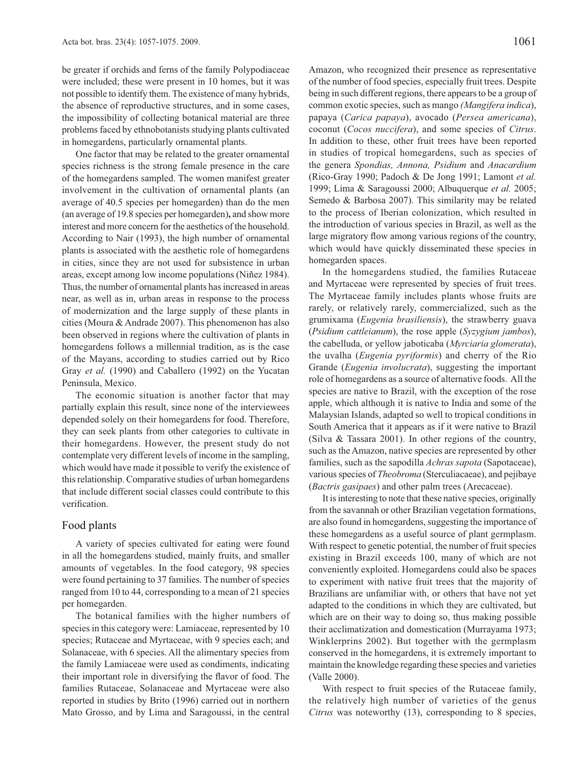be greater if orchids and ferns of the family Polypodiaceae were included; these were present in 10 homes, but it was not possible to identify them. The existence of many hybrids, the absence of reproductive structures, and in some cases, the impossibility of collecting botanical material are three problems faced by ethnobotanists studying plants cultivated in homegardens, particularly ornamental plants.

One factor that may be related to the greater ornamental species richness is the strong female presence in the care of the homegardens sampled. The women manifest greater involvement in the cultivation of ornamental plants (an average of 40.5 species per homegarden) than do the men (an average of 19.8 species per homegarden)**,** and show more interest and more concern for the aesthetics of the household. According to Nair (1993), the high number of ornamental plants is associated with the aesthetic role of homegardens in cities, since they are not used for subsistence in urban areas, except among low income populations (Niñez 1984). Thus, the number of ornamental plants has increased in areas near, as well as in, urban areas in response to the process of modernization and the large supply of these plants in cities (Moura & Andrade 2007). This phenomenon has also been observed in regions where the cultivation of plants in homegardens follows a millennial tradition, as is the case of the Mayans, according to studies carried out by Rico Gray *et al.* (1990) and Caballero (1992) on the Yucatan Peninsula, Mexico.

The economic situation is another factor that may partially explain this result, since none of the interviewees depended solely on their homegardens for food. Therefore, they can seek plants from other categories to cultivate in their homegardens. However, the present study do not contemplate very different levels of income in the sampling, which would have made it possible to verify the existence of this relationship. Comparative studies of urban homegardens that include different social classes could contribute to this verification.

## Food plants

A variety of species cultivated for eating were found in all the homegardens studied, mainly fruits, and smaller amounts of vegetables. In the food category, 98 species were found pertaining to 37 families. The number of species ranged from 10 to 44, corresponding to a mean of 21 species per homegarden.

The botanical families with the higher numbers of species in this category were: Lamiaceae, represented by 10 species; Rutaceae and Myrtaceae, with 9 species each; and Solanaceae, with 6 species. All the alimentary species from the family Lamiaceae were used as condiments, indicating their important role in diversifying the flavor of food. The families Rutaceae, Solanaceae and Myrtaceae were also reported in studies by Brito (1996) carried out in northern Mato Grosso, and by Lima and Saragoussi, in the central Amazon, who recognized their presence as representative of the number of food species, especially fruit trees. Despite being in such different regions, there appears to be a group of common exotic species, such as mango *(Mangifera indica*), papaya (*Carica papaya*), avocado (*Persea americana*), coconut (*Cocos nuccifera*), and some species of *Citrus*. In addition to these, other fruit trees have been reported in studies of tropical homegardens, such as species of the genera *Spondias, Annona, Psidium* and *Anacardium* (Rico-Gray 1990; Padoch & De Jong 1991; Lamont *et al.* 1999; Lima & Saragoussi 2000; Albuquerque *et al.* 2005; Semedo & Barbosa 2007). This similarity may be related to the process of Iberian colonization, which resulted in the introduction of various species in Brazil, as well as the large migratory flow among various regions of the country, which would have quickly disseminated these species in homegarden spaces.

In the homegardens studied, the families Rutaceae and Myrtaceae were represented by species of fruit trees. The Myrtaceae family includes plants whose fruits are rarely, or relatively rarely, commercialized, such as the grumixama (*Eugenia brasiliensis*), the strawberry guava (*Psidium cattleianum*), the rose apple (*Syzygium jambos*), the cabelluda, or yellow jaboticaba (*Myrciaria glomerata*), the uvalha (*Eugenia pyriformis*) and cherry of the Rio Grande (*Eugenia involucrata*), suggesting the important role of homegardens as a source of alternative foods. All the species are native to Brazil, with the exception of the rose apple, which although it is native to India and some of the Malaysian Islands, adapted so well to tropical conditions in South America that it appears as if it were native to Brazil (Silva & Tassara 2001). In other regions of the country, such as the Amazon, native species are represented by other families, such as the sapodilla *Achras sapota* (Sapotaceae), various species of *Theobroma* (Sterculiaceae), and pejibaye (*Bactris gasipaes*) and other palm trees (Arecaceae).

It is interesting to note that these native species, originally from the savannah or other Brazilian vegetation formations, are also found in homegardens, suggesting the importance of these homegardens as a useful source of plant germplasm. With respect to genetic potential, the number of fruit species existing in Brazil exceeds 100, many of which are not conveniently exploited. Homegardens could also be spaces to experiment with native fruit trees that the majority of Brazilians are unfamiliar with, or others that have not yet adapted to the conditions in which they are cultivated, but which are on their way to doing so, thus making possible their acclimatization and domestication (Murrayama 1973; Winklerprins 2002). But together with the germplasm conserved in the homegardens, it is extremely important to maintain the knowledge regarding these species and varieties (Valle 2000).

With respect to fruit species of the Rutaceae family, the relatively high number of varieties of the genus *Citrus* was noteworthy (13), corresponding to 8 species,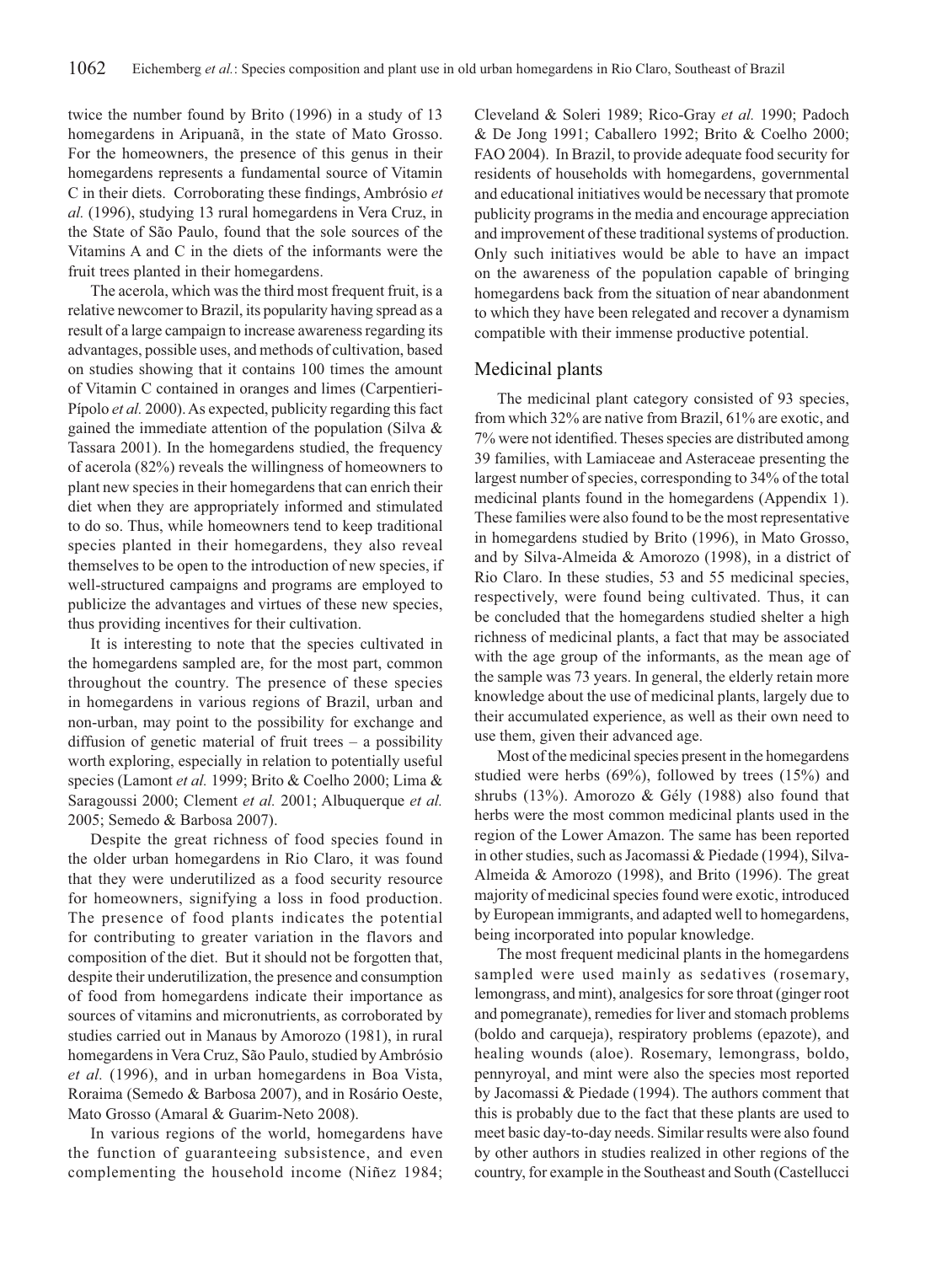twice the number found by Brito (1996) in a study of 13 homegardens in Aripuanã, in the state of Mato Grosso. For the homeowners, the presence of this genus in their homegardens represents a fundamental source of Vitamin C in their diets. Corroborating these findings, Ambrósio *et al.* (1996), studying 13 rural homegardens in Vera Cruz, in the State of São Paulo, found that the sole sources of the Vitamins A and C in the diets of the informants were the fruit trees planted in their homegardens.

The acerola, which was the third most frequent fruit, is a relative newcomer to Brazil, its popularity having spread as a result of a large campaign to increase awareness regarding its advantages, possible uses, and methods of cultivation, based on studies showing that it contains 100 times the amount of Vitamin C contained in oranges and limes (Carpentieri-Pípolo *et al.* 2000). As expected, publicity regarding this fact gained the immediate attention of the population (Silva & Tassara 2001). In the homegardens studied, the frequency of acerola (82%) reveals the willingness of homeowners to plant new species in their homegardens that can enrich their diet when they are appropriately informed and stimulated to do so. Thus, while homeowners tend to keep traditional species planted in their homegardens, they also reveal themselves to be open to the introduction of new species, if well-structured campaigns and programs are employed to publicize the advantages and virtues of these new species, thus providing incentives for their cultivation.

It is interesting to note that the species cultivated in the homegardens sampled are, for the most part, common throughout the country. The presence of these species in homegardens in various regions of Brazil, urban and non-urban, may point to the possibility for exchange and diffusion of genetic material of fruit trees – a possibility worth exploring, especially in relation to potentially useful species (Lamont *et al.* 1999; Brito & Coelho 2000; Lima & Saragoussi 2000; Clement *et al.* 2001; Albuquerque *et al.* 2005; Semedo & Barbosa 2007).

Despite the great richness of food species found in the older urban homegardens in Rio Claro, it was found that they were underutilized as a food security resource for homeowners, signifying a loss in food production. The presence of food plants indicates the potential for contributing to greater variation in the flavors and composition of the diet. But it should not be forgotten that, despite their underutilization, the presence and consumption of food from homegardens indicate their importance as sources of vitamins and micronutrients, as corroborated by studies carried out in Manaus by Amorozo (1981), in rural homegardens in Vera Cruz, São Paulo, studied by Ambrósio *et al.* (1996), and in urban homegardens in Boa Vista, Roraima (Semedo & Barbosa 2007), and in Rosário Oeste, Mato Grosso (Amaral & Guarim-Neto 2008).

In various regions of the world, homegardens have the function of guaranteeing subsistence, and even complementing the household income (Niñez 1984; Cleveland & Soleri 1989; Rico-Gray *et al.* 1990; Padoch & De Jong 1991; Caballero 1992; Brito & Coelho 2000; FAO 2004). In Brazil, to provide adequate food security for residents of households with homegardens, governmental and educational initiatives would be necessary that promote publicity programs in the media and encourage appreciation and improvement of these traditional systems of production. Only such initiatives would be able to have an impact on the awareness of the population capable of bringing homegardens back from the situation of near abandonment to which they have been relegated and recover a dynamism compatible with their immense productive potential.

## Medicinal plants

The medicinal plant category consisted of 93 species, from which 32% are native from Brazil, 61% are exotic, and 7% were not identified. Theses species are distributed among 39 families, with Lamiaceae and Asteraceae presenting the largest number of species, corresponding to 34% of the total medicinal plants found in the homegardens (Appendix 1). These families were also found to be the most representative in homegardens studied by Brito (1996), in Mato Grosso, and by Silva-Almeida & Amorozo (1998), in a district of Rio Claro. In these studies, 53 and 55 medicinal species, respectively, were found being cultivated. Thus, it can be concluded that the homegardens studied shelter a high richness of medicinal plants, a fact that may be associated with the age group of the informants, as the mean age of the sample was 73 years. In general, the elderly retain more knowledge about the use of medicinal plants, largely due to their accumulated experience, as well as their own need to use them, given their advanced age.

Most of the medicinal species present in the homegardens studied were herbs (69%), followed by trees (15%) and shrubs (13%). Amorozo & Gély (1988) also found that herbs were the most common medicinal plants used in the region of the Lower Amazon. The same has been reported in other studies, such as Jacomassi & Piedade (1994), Silva-Almeida & Amorozo (1998), and Brito (1996). The great majority of medicinal species found were exotic, introduced by European immigrants, and adapted well to homegardens, being incorporated into popular knowledge.

The most frequent medicinal plants in the homegardens sampled were used mainly as sedatives (rosemary, lemongrass, and mint), analgesics for sore throat (ginger root and pomegranate), remedies for liver and stomach problems (boldo and carqueja), respiratory problems (epazote), and healing wounds (aloe). Rosemary, lemongrass, boldo, pennyroyal, and mint were also the species most reported by Jacomassi & Piedade (1994). The authors comment that this is probably due to the fact that these plants are used to meet basic day-to-day needs. Similar results were also found by other authors in studies realized in other regions of the country, for example in the Southeast and South (Castellucci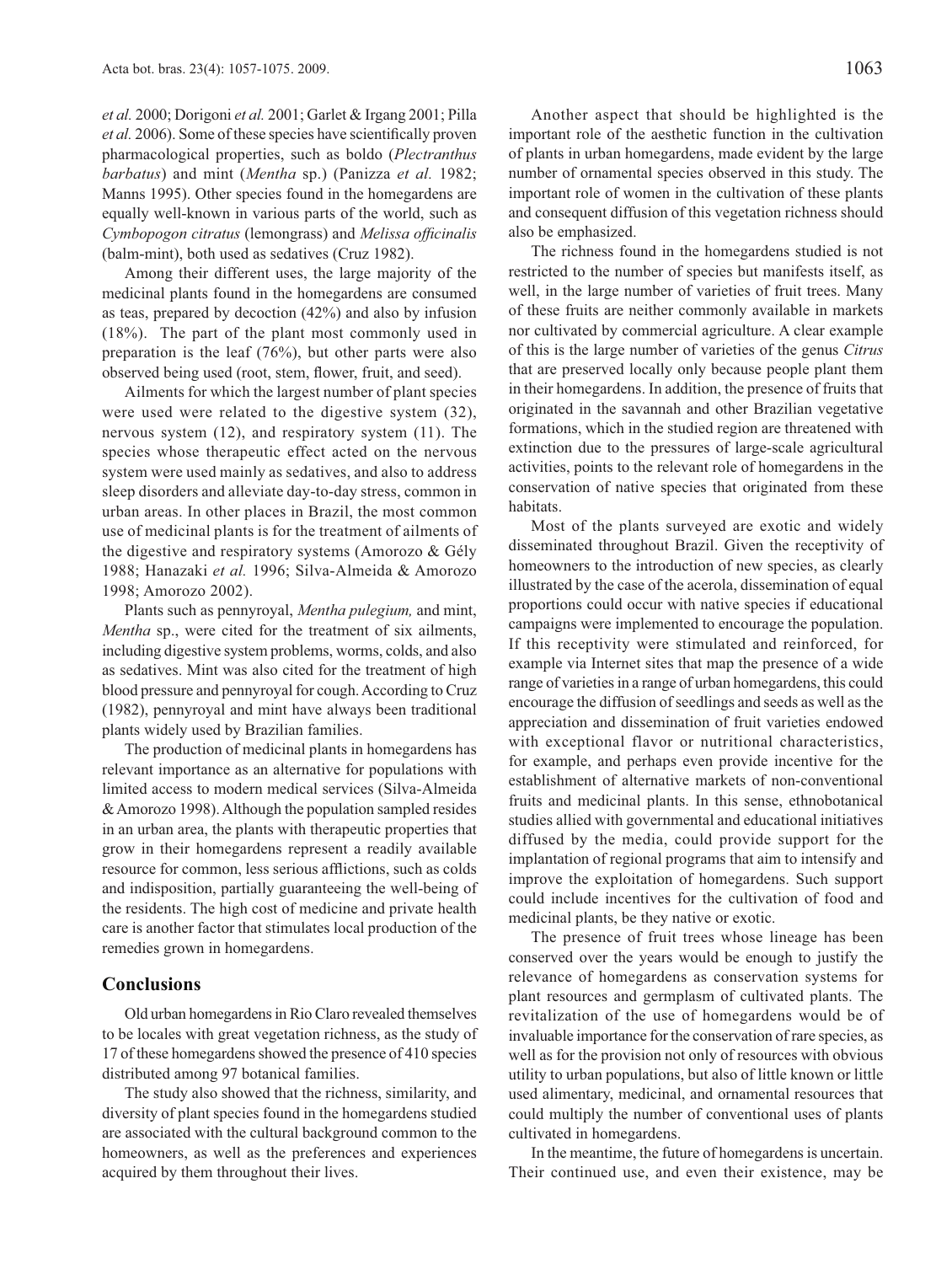*et al.* 2000; Dorigoni *et al.* 2001; Garlet & Irgang 2001; Pilla *et al.* 2006). Some of these species have scientifically proven pharmacological properties, such as boldo (*Plectranthus barbatus*) and mint (*Mentha* sp.) (Panizza *et al.* 1982; Manns 1995). Other species found in the homegardens are equally well-known in various parts of the world, such as *Cymbopogon citratus* (lemongrass) and *Melissa officinalis* (balm-mint), both used as sedatives (Cruz 1982).

Among their different uses, the large majority of the medicinal plants found in the homegardens are consumed as teas, prepared by decoction (42%) and also by infusion (18%). The part of the plant most commonly used in preparation is the leaf (76%), but other parts were also observed being used (root, stem, flower, fruit, and seed).

Ailments for which the largest number of plant species were used were related to the digestive system (32), nervous system (12), and respiratory system (11). The species whose therapeutic effect acted on the nervous system were used mainly as sedatives, and also to address sleep disorders and alleviate day-to-day stress, common in urban areas. In other places in Brazil, the most common use of medicinal plants is for the treatment of ailments of the digestive and respiratory systems (Amorozo & Gély 1988; Hanazaki *et al.* 1996; Silva-Almeida & Amorozo 1998; Amorozo 2002).

Plants such as pennyroyal, *Mentha pulegium,* and mint, *Mentha* sp., were cited for the treatment of six ailments, including digestive system problems, worms, colds, and also as sedatives. Mint was also cited for the treatment of high blood pressure and pennyroyal for cough. According to Cruz (1982), pennyroyal and mint have always been traditional plants widely used by Brazilian families.

The production of medicinal plants in homegardens has relevant importance as an alternative for populations with limited access to modern medical services (Silva-Almeida & Amorozo 1998). Although the population sampled resides in an urban area, the plants with therapeutic properties that grow in their homegardens represent a readily available resource for common, less serious afflictions, such as colds and indisposition, partially guaranteeing the well-being of the residents. The high cost of medicine and private health care is another factor that stimulates local production of the remedies grown in homegardens.

## Conclusions

Old urban homegardens in Rio Claro revealed themselves to be locales with great vegetation richness, as the study of 17 of these homegardens showed the presence of 410 species distributed among 97 botanical families.

The study also showed that the richness, similarity, and diversity of plant species found in the homegardens studied are associated with the cultural background common to the homeowners, as well as the preferences and experiences acquired by them throughout their lives.

Another aspect that should be highlighted is the important role of the aesthetic function in the cultivation of plants in urban homegardens, made evident by the large number of ornamental species observed in this study. The important role of women in the cultivation of these plants and consequent diffusion of this vegetation richness should also be emphasized.

The richness found in the homegardens studied is not restricted to the number of species but manifests itself, as well, in the large number of varieties of fruit trees. Many of these fruits are neither commonly available in markets nor cultivated by commercial agriculture. A clear example of this is the large number of varieties of the genus *Citrus* that are preserved locally only because people plant them in their homegardens. In addition, the presence of fruits that originated in the savannah and other Brazilian vegetative formations, which in the studied region are threatened with extinction due to the pressures of large-scale agricultural activities, points to the relevant role of homegardens in the conservation of native species that originated from these habitats.

Most of the plants surveyed are exotic and widely disseminated throughout Brazil. Given the receptivity of homeowners to the introduction of new species, as clearly illustrated by the case of the acerola, dissemination of equal proportions could occur with native species if educational campaigns were implemented to encourage the population. If this receptivity were stimulated and reinforced, for example via Internet sites that map the presence of a wide range of varieties in a range of urban homegardens, this could encourage the diffusion of seedlings and seeds as well as the appreciation and dissemination of fruit varieties endowed with exceptional flavor or nutritional characteristics, for example, and perhaps even provide incentive for the establishment of alternative markets of non-conventional fruits and medicinal plants. In this sense, ethnobotanical studies allied with governmental and educational initiatives diffused by the media, could provide support for the implantation of regional programs that aim to intensify and improve the exploitation of homegardens. Such support could include incentives for the cultivation of food and medicinal plants, be they native or exotic.

The presence of fruit trees whose lineage has been conserved over the years would be enough to justify the relevance of homegardens as conservation systems for plant resources and germplasm of cultivated plants. The revitalization of the use of homegardens would be of invaluable importance for the conservation of rare species, as well as for the provision not only of resources with obvious utility to urban populations, but also of little known or little used alimentary, medicinal, and ornamental resources that could multiply the number of conventional uses of plants cultivated in homegardens.

In the meantime, the future of homegardens is uncertain. Their continued use, and even their existence, may be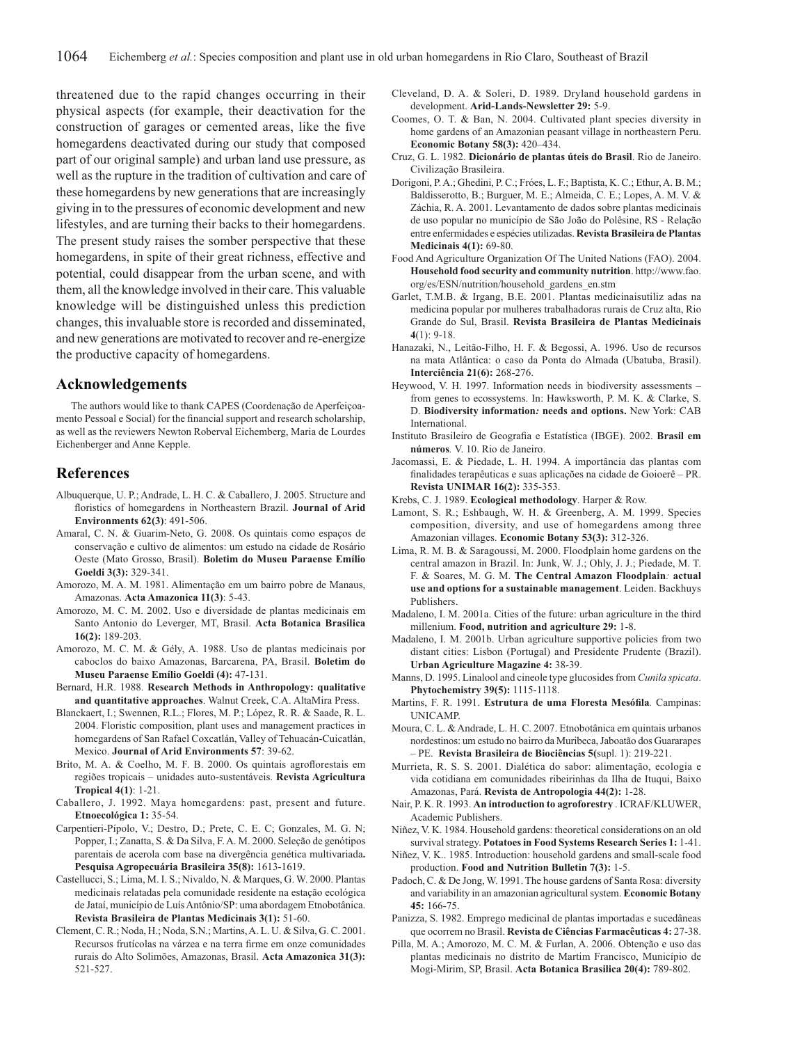threatened due to the rapid changes occurring in their physical aspects (for example, their deactivation for the construction of garages or cemented areas, like the five homegardens deactivated during our study that composed part of our original sample) and urban land use pressure, as well as the rupture in the tradition of cultivation and care of these homegardens by new generations that are increasingly giving in to the pressures of economic development and new lifestyles, and are turning their backs to their homegardens. The present study raises the somber perspective that these homegardens, in spite of their great richness, effective and potential, could disappear from the urban scene, and with them, all the knowledge involved in their care. This valuable knowledge will be distinguished unless this prediction changes, this invaluable store is recorded and disseminated, and new generations are motivated to recover and re-energize the productive capacity of homegardens.

## Acknowledgements

The authors would like to thank CAPES (Coordenação de Aperfeiçoamento Pessoal e Social) for the financial support and research scholarship, as well as the reviewers Newton Roberval Eichemberg, Maria de Lourdes Eichenberger and Anne Kepple.

## References

Albuquerque, U. P.; Andrade, L. H. C. & Caballero, J. 2005. Structure and floristics of homegardens in Northeastern Brazil. **Journal of Arid Environments 62(3)**: 491-506.

Amaral, C. N. & Guarim-Neto, G. 2008. Os quintais como espaços de conservação e cultivo de alimentos: um estudo na cidade de Rosário Oeste (Mato Grosso, Brasil). **Boletim do Museu Paraense Emílio Goeldi 3(3):** 329-341.

Amorozo, M. A. M. 1981. Alimentação em um bairro pobre de Manaus, Amazonas. **Acta Amazonica 11(3)**: 5-43.

Amorozo, M. C. M. 2002. Uso e diversidade de plantas medicinais em Santo Antonio do Leverger, MT, Brasil. **Acta Botanica Brasilica 16(2):** 189-203.

Amorozo, M. C. M. & Gély, A. 1988. Uso de plantas medicinais por caboclos do baixo Amazonas, Barcarena, PA, Brasil. **Boletim do Museu Paraense Emílio Goeldi (4):** 47-131.

Bernard, H.R. 1988. **Research Methods in Anthropology: qualitative and quantitative approaches**. Walnut Creek, C.A. AltaMira Press.

Blanckaert, I.; Swennen, R.L.; Flores, M. P.; López, R. R. & Saade, R. L. 2004. Floristic composition, plant uses and management practices in homegardens of San Rafael Coxcatlán, Valley of Tehuacán-Cuicatlán, Mexico. **Journal of Arid Environments 57**: 39-62.

Brito, M. A. & Coelho, M. F. B. 2000. Os quintais agroflorestais em regiões tropicais – unidades auto-sustentáveis. **Revista Agricultura Tropical 4(1)**: 1-21.

Caballero, J. 1992. Maya homegardens: past, present and future. **Etnoecológica 1:** 35-54.

Carpentieri-Pípolo, V.; Destro, D.; Prete, C. E. C; Gonzales, M. G. N; Popper, I.; Zanatta, S. & Da Silva, F. A. M. 2000. Seleção de genótipos parentais de acerola com base na divergência genética multivariada**. Pesquisa Agropecuária Brasileira 35(8):** 1613-1619.

Castellucci, S.; Lima, M. I. S.; Nivaldo, N. & Marques, G. W. 2000. Plantas medicinais relatadas pela comunidade residente na estação ecológica de Jataí, município de Luís Antônio/SP: uma abordagem Etnobotânica. **Revista Brasileira de Plantas Medicinais 3(1):** 51-60.

Clement, C. R.; Noda, H.; Noda, S.N.; Martins, A. L. U. & Silva, G. C. 2001. Recursos frutícolas na várzea e na terra firme em onze comunidades rurais do Alto Solimões, Amazonas, Brasil. **Acta Amazonica 31(3):** 521-527.

Cleveland, D. A. & Soleri, D. 1989. Dryland household gardens in development. **Arid-Lands-Newsletter 29:** 5-9.

Coomes, O. T. & Ban, N. 2004. Cultivated plant species diversity in home gardens of an Amazonian peasant village in northeastern Peru. **Economic Botany 58(3):** 420–434.

Cruz, G. L. 1982. **Dicionário de plantas úteis do Brasil**. Rio de Janeiro. Civilização Brasileira.

Dorigoni, P. A.; Ghedini, P. C.; Fróes, L. F.; Baptista, K. C.; Ethur, A. B. M.; Baldisserotto, B.; Burguer, M. E.; Almeida, C. E.; Lopes, A. M. V. & Záchia, R. A. 2001. Levantamento de dados sobre plantas medicinais de uso popular no município de São João do Polêsine, RS - Relação entre enfermidades e espécies utilizadas. **Revista Brasileira de Plantas Medicinais 4(1):** 69-80.

Food And Agriculture Organization Of The United Nations (FAO). 2004. **Household food security and community nutrition**. http://www.fao.org/es/ESN/nutrition/household_gardens_en.stm

Garlet, T.M.B. & Irgang, B.E. 2001. Plantas medicinaisutiliz adas na medicina popular por mulheres trabalhadoras rurais de Cruz alta, Rio Grande do Sul, Brasil. **Revista Brasileira de Plantas Medicinais 4**(1): 9-18.

Hanazaki, N., Leitão-Filho, H. F. & Begossi, A. 1996. Uso de recursos na mata Atlântica: o caso da Ponta do Almada (Ubatuba, Brasil). **Interciência 21(6):** 268-276.

Heywood, V. H. 1997. Information needs in biodiversity assessments – from genes to ecossystems. In: Hawksworth, P. M. K. & Clarke, S. D. **Biodiversity information: needs and options.** New York: CAB International.

Instituto Brasileiro de Geografia e Estatística (IBGE). 2002. **Brasil em números***.* V. 10. Rio de Janeiro.

Jacomassi, E. & Piedade, L. H. 1994. A importância das plantas com finalidades terapêuticas e suas aplicações na cidade de Goioerê – PR. **Revista UNIMAR 16(2):** 335-353.

Krebs, C. J. 1989. **Ecological methodology**. Harper & Row.

Lamont, S. R.; Eshbaugh, W. H. & Greenberg, A. M. 1999. Species composition, diversity, and use of homegardens among three Amazonian villages. **Economic Botany 53(3):** 312-326.

Lima, R. M. B. & Saragoussi, M. 2000. Floodplain home gardens on the central amazon in Brazil. In: Junk, W. J.; Ohly, J. J.; Piedade, M. T. F. & Soares, M. G. M. **The Central Amazon Floodplain***:* **actual use and options for a sustainable management**. Leiden. Backhuys Publishers.

Madaleno, I. M. 2001a. Cities of the future: urban agriculture in the third millenium. **Food, nutrition and agriculture 29:** 1-8.

Madaleno, I. M. 2001b. Urban agriculture supportive policies from two distant cities: Lisbon (Portugal) and Presidente Prudente (Brazil). **Urban Agriculture Magazine 4:** 38-39.

Manns, D. 1995. Linalool and cineole type glucosides from *Cunila spicata*. **Phytochemistry 39(5):** 1115-1118.

Martins, F. R. 1991. **Estrutura de uma Floresta Mesófila***.* Campinas: UNICAMP.

Moura, C. L. & Andrade, L. H. C. 2007. Etnobotânica em quintais urbanos nordestinos: um estudo no bairro da Muribeca, Jaboatão dos Guararapes – PE. **Revista Brasileira de Biociências 5(**supl. 1): 219-221.

Murrieta, R. S. S. 2001. Dialética do sabor: alimentação, ecologia e vida cotidiana em comunidades ribeirinhas da Ilha de Ituqui, Baixo Amazonas, Pará. **Revista de Antropologia 44(2):** 1-28.

Nair, P. K. R. 1993. **An introduction to agroforestry** . ICRAF/KLUWER, Academic Publishers.

Niñez, V. K. 1984. Household gardens: theoretical considerations on an old survival strategy. **Potatoes in Food Systems Research Series 1:** 1-41.

Niñez, V. K.. 1985. Introduction: household gardens and small-scale food production. **Food and Nutrition Bulletin 7(3):** 1-5.

Padoch, C. & De Jong, W. 1991. The house gardens of Santa Rosa: diversity and variability in an amazonian agricultural system. **Economic Botany 45:** 166-75.

Panizza, S. 1982. Emprego medicinal de plantas importadas e sucedâneas que ocorrem no Brasil. **Revista de Ciências Farmacêuticas 4:** 27-38.

Pilla, M. A.; Amorozo, M. C. M. & Furlan, A. 2006. Obtenção e uso das plantas medicinais no distrito de Martim Francisco, Município de Mogi-Mirim, SP, Brasil. **Acta Botanica Brasilica 20(4):** 789-802.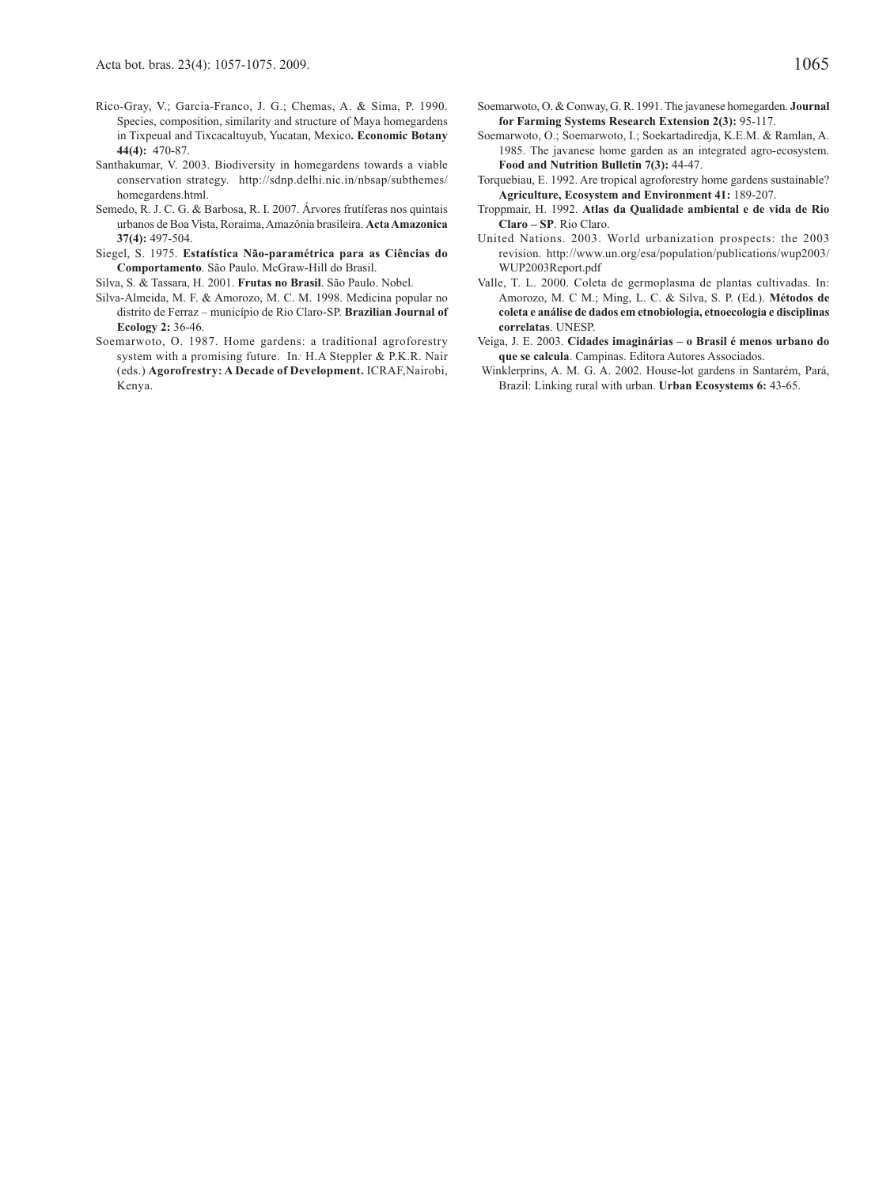Rico-Gray, V.; Garcia-Franco, J. G.; Chemas, A. & Sima, P. 1990. Species, composition, similarity and structure of Maya homegardens in Tixpeual and Tixcacaltuyub, Yucatan, Mexico**. Economic Botany 44(4):** 470-87.

Santhakumar, V. 2003. Biodiversity in homegardens towards a viable conservation strategy. http://sdnp.delhi.nic.in/nbsap/subthemes/homegardens.html.

Semedo, R. J. C. G. & Barbosa, R. I. 2007. Árvores frutíferas nos quintais urbanos de Boa Vista, Roraima, Amazônia brasileira. **Acta Amazonica 37(4):** 497-504.

Siegel, S. 1975. **Estatística Não-paramétrica para as Ciências do Comportamento**. São Paulo. McGraw-Hill do Brasil.

Silva, S. & Tassara, H. 2001. **Frutas no Brasil**. São Paulo. Nobel.

Silva-Almeida, M. F. & Amorozo, M. C. M. 1998. Medicina popular no distrito de Ferraz – município de Rio Claro-SP. **Brazilian Journal of Ecology 2:** 36-46.

Soemarwoto, O. 1987. Home gardens: a traditional agroforestry system with a promising future. In*:* H.A Steppler & P.K.R. Nair (eds.) **Agorofrestry: A Decade of Development.** ICRAF,Nairobi, Kenya.

Soemarwoto, O. & Conway, G. R. 1991. The javanese homegarden. **Journal for Farming Systems Research Extension 2(3):** 95-117.

Soemarwoto, O.; Soemarwoto, I.; Soekartadiredja, K.E.M. & Ramlan, A. 1985. The javanese home garden as an integrated agro-ecosystem. **Food and Nutrition Bulletin 7(3):** 44-47.

Torquebiau, E. 1992. Are tropical agroforestry home gardens sustainable? **Agriculture, Ecosystem and Environment 41:** 189-207.

Troppmair, H. 1992. **Atlas da Qualidade ambiental e de vida de Rio Claro – SP**. Rio Claro.

United Nations. 2003. World urbanization prospects: the 2003 revision. http://www.un.org/esa/population/publications/wup2003/WUP2003Report.pdf

Valle, T. L. 2000. Coleta de germoplasma de plantas cultivadas. In: Amorozo, M. C M.; Ming, L. C. & Silva, S. P. (Ed.). **Métodos de coleta e análise de dados em etnobiologia, etnoecologia e disciplinas correlatas**. UNESP.

Veiga, J. E. 2003. **Cidades imaginárias – o Brasil é menos urbano do que se calcula**. Campinas. Editora Autores Associados.

Winklerprins, A. M. G. A. 2002. House-lot gardens in Santarém, Pará, Brazil: Linking rural with urban. **Urban Ecosystems 6:** 43-65.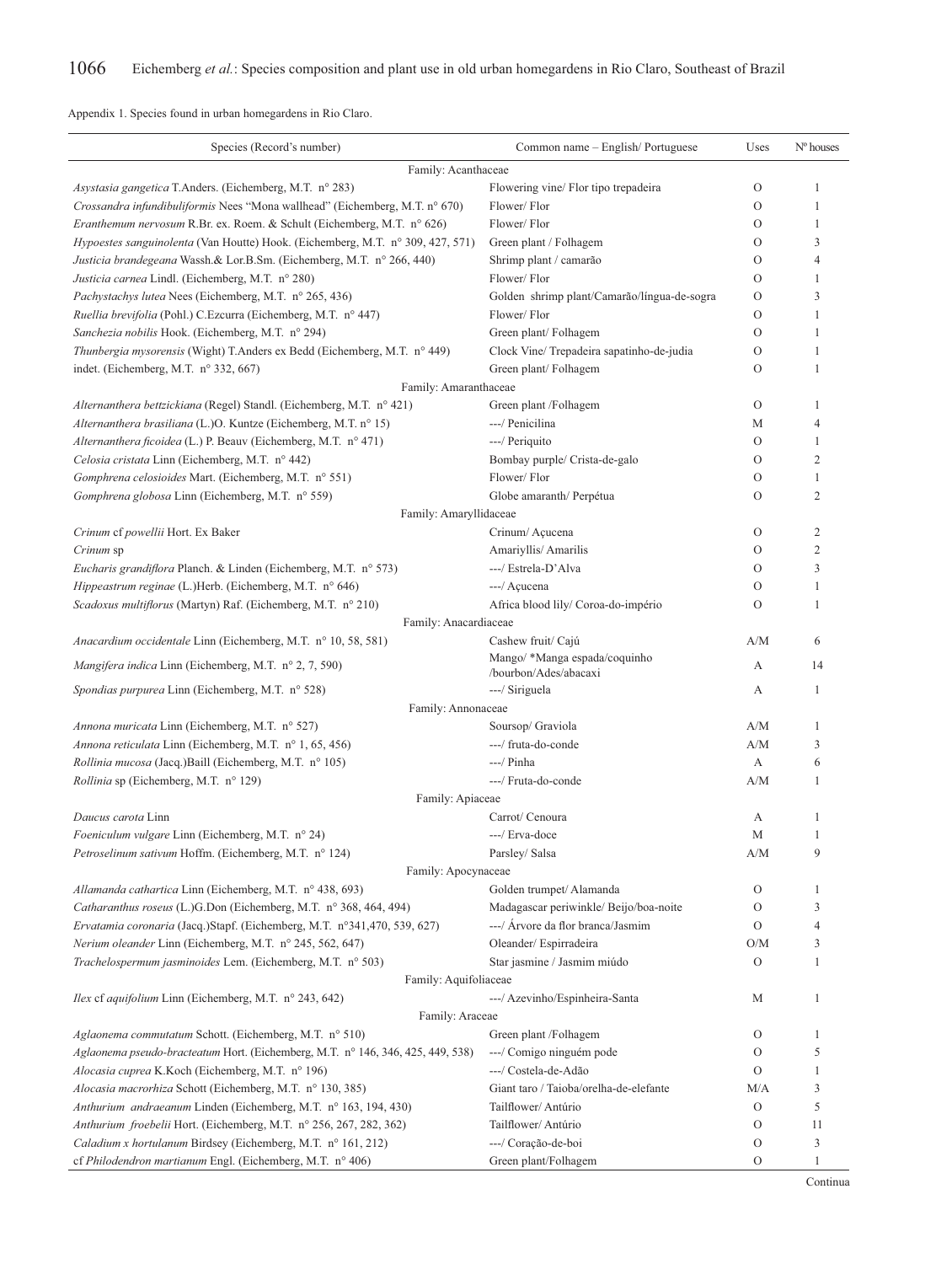Appendix 1. Species found in urban homegardens in Rio Claro.

| Species (Record's number) | Common name – English/ Portuguese | Uses | Nº houses |
|---|---|---|---|
| Family: Acanthaceae | | | |
| *Asystasia gangetica* T.Anders. (Eichemberg, M.T. n° 283) | Flowering vine/ Flor tipo trepadeira | O | 1 |
| *Crossandra infundibuliformis* Nees "Mona wallhead" (Eichemberg, M.T. n° 670) | Flower/ Flor | O | 1 |
| *Eranthemum nervosum* R.Br. ex. Roem. & Schult (Eichemberg, M.T. n° 626) | Flower/ Flor | O | 1 |
| *Hypoestes sanguinolenta* (Van Houtte) Hook. (Eichemberg, M.T. n° 309, 427, 571) | Green plant / Folhagem | O | 3 |
| *Justicia brandegeana* Wassh.& Lor.B.Sm. (Eichemberg, M.T. n° 266, 440) | Shrimp plant / camarão | O | 4 |
| *Justicia carnea* Lindl. (Eichemberg, M.T. n° 280) | Flower/ Flor | O | 1 |
| *Pachystachys lutea* Nees (Eichemberg, M.T. n° 265, 436) | Golden shrimp plant/Camarão/língua-de-sogra | O | 3 |
| *Ruellia brevifolia* (Pohl.) C.Ezcurra (Eichemberg, M.T. n° 447) | Flower/ Flor | O | 1 |
| *Sanchezia nobilis* Hook. (Eichemberg, M.T. n° 294) | Green plant/ Folhagem | O | 1 |
| *Thunbergia mysorensis* (Wight) T.Anders ex Bedd (Eichemberg, M.T. n° 449) | Clock Vine/ Trepadeira sapatinho-de-judia | O | 1 |
| indet. (Eichemberg, M.T. n° 332, 667) | Green plant/ Folhagem | O | 1 |
| Family: Amaranthaceae | | | |
| *Alternanthera bettzickiana* (Regel) Standl. (Eichemberg, M.T. n° 421) | Green plant /Folhagem | O | 1 |
| *Alternanthera brasiliana* (L.)O. Kuntze (Eichemberg, M.T. n° 15) | ---/ Penicilina | M | 4 |
| *Alternanthera ficoidea* (L.) P. Beauv (Eichemberg, M.T. n° 471) | ---/ Periquito | O | 1 |
| *Celosia cristata* Linn (Eichemberg, M.T. n° 442) | Bombay purple/ Crista-de-galo | O | 2 |
| *Gomphrena celosioides* Mart. (Eichemberg, M.T. n° 551) | Flower/ Flor | O | 1 |
| *Gomphrena globosa* Linn (Eichemberg, M.T. n° 559) | Globe amaranth/ Perpétua | O | 2 |
| Family: Amaryllidaceae | | | |
| *Crinum* cf *powellii* Hort. Ex Baker | Crinum/ Açucena | O | 2 |
| *Crinum* sp | Amariyllis/ Amarilis | O | 2 |
| *Eucharis grandiflora* Planch. & Linden (Eichemberg, M.T. n° 573) | ---/ Estrela-D'Alva | O | 3 |
| *Hippeastrum reginae* (L.)Herb. (Eichemberg, M.T. n° 646) | ---/ Açucena | O | 1 |
| *Scadoxus multiflorus* (Martyn) Raf. (Eichemberg, M.T. n° 210) | Africa blood lily/ Coroa-do-império | O | 1 |
| Family: Anacardiaceae | | | |
| *Anacardium occidentale* Linn (Eichemberg, M.T. n° 10, 58, 581) | Cashew fruit/ Cajú | A/M | 6 |
| *Mangifera indica* Linn (Eichemberg, M.T. n° 2, 7, 590) | Mango/ *Manga espada/coquinho /bourbon/Ades/abacaxi | A | 14 |
| *Spondias purpurea* Linn (Eichemberg, M.T. n° 528) | ---/ Siriguela | A | 1 |
| Family: Annonaceae | | | |
| *Annona muricata* Linn (Eichemberg, M.T. n° 527) | Soursop/ Graviola | A/M | 1 |
| *Annona reticulata* Linn (Eichemberg, M.T. n° 1, 65, 456) | ---/ fruta-do-conde | A/M | 3 |
| *Rollinia mucosa* (Jacq.)Baill (Eichemberg, M.T. n° 105) | ---/ Pinha | A | 6 |
| *Rollinia* sp (Eichemberg, M.T. n° 129) | ---/ Fruta-do-conde | A/M | 1 |
| Family: Apiaceae | | | |
| *Daucus carota* Linn | Carrot/ Cenoura | A | 1 |
| *Foeniculum vulgare* Linn (Eichemberg, M.T. n° 24) | ---/ Erva-doce | M | 1 |
| *Petroselinum sativum* Hoffm. (Eichemberg, M.T. n° 124) | Parsley/ Salsa | A/M | 9 |
| Family: Apocynaceae | | | |
| *Allamanda cathartica* Linn (Eichemberg, M.T. n° 438, 693) | Golden trumpet/ Alamanda | O | 1 |
| *Catharanthus roseus* (L.)G.Don (Eichemberg, M.T. n° 368, 464, 494) | Madagascar periwinkle/ Beijo/boa-noite | O | 3 |
| *Ervatamia coronaria* (Jacq.)Stapf. (Eichemberg, M.T. n°341,470, 539, 627) | ---/ Árvore da flor branca/Jasmim | O | 4 |
| *Nerium oleander* Linn (Eichemberg, M.T. n° 245, 562, 647) | Oleander/ Espirradeira | O/M | 3 |
| *Trachelospermum jasminoides* Lem. (Eichemberg, M.T. n° 503) | Star jasmine / Jasmim miúdo | O | 1 |
| Family: Aquifoliaceae | | | |
| *Ilex* cf *aquifolium* Linn (Eichemberg, M.T. n° 243, 642) | ---/ Azevinho/Espinheira-Santa | M | 1 |
| Family: Araceae | | | |
| *Aglaonema commutatum* Schott. (Eichemberg, M.T. n° 510) | Green plant /Folhagem | O | 1 |
| *Aglaonema pseudo-bracteatum* Hort. (Eichemberg, M.T. n° 146, 346, 425, 449, 538) | ---/ Comigo ninguém pode | O | 5 |
| *Alocasia cuprea* K.Koch (Eichemberg, M.T. n° 196) | ---/ Costela-de-Adão | O | 1 |
| *Alocasia macrorhiza* Schott (Eichemberg, M.T. n° 130, 385) | Giant taro / Taioba/orelha-de-elefante | M/A | 3 |
| *Anthurium andraeanum* Linden (Eichemberg, M.T. n° 163, 194, 430) | Tailflower/ Antúrio | O | 5 |
| *Anthurium froebelii* Hort. (Eichemberg, M.T. n° 256, 267, 282, 362) | Tailflower/ Antúrio | O | 11 |
| *Caladium x hortulanum* Birdsey (Eichemberg, M.T. n° 161, 212) | ---/ Coração-de-boi | O | 3 |
| cf *Philodendron martianum* Engl. (Eichemberg, M.T. n° 406) | Green plant/Folhagem | O | 1 |

Continua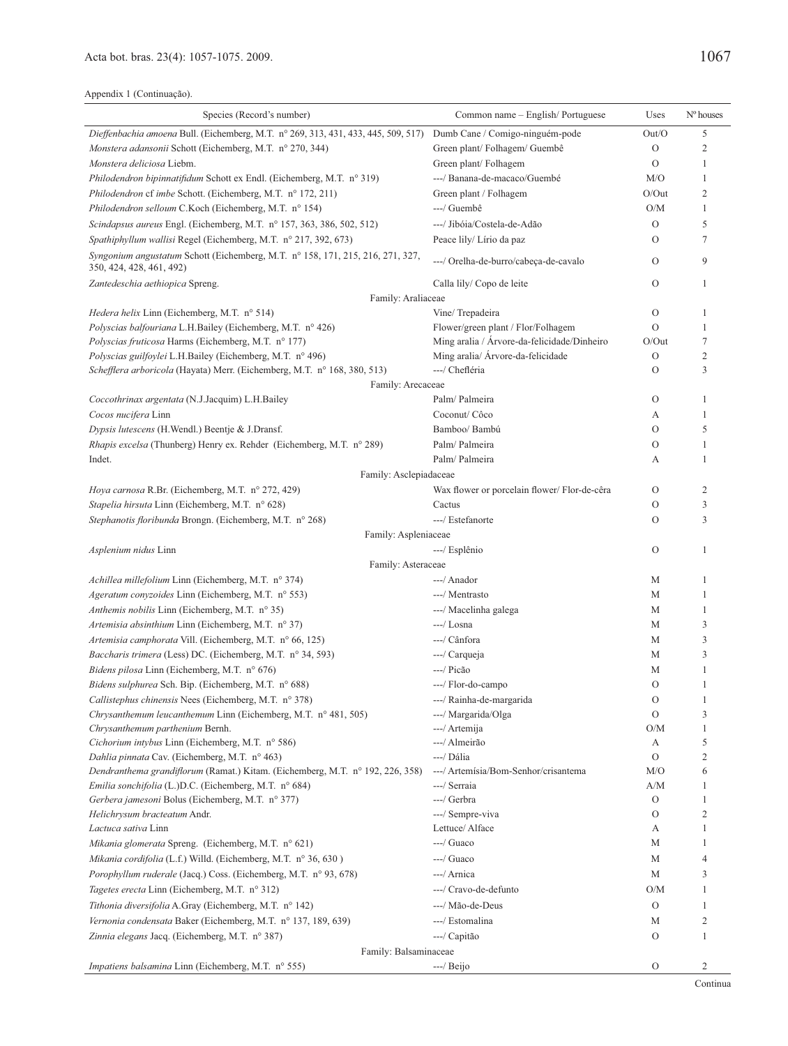Appendix 1 (Continuação).

| Species (Record's number) | Common name – English/ Portuguese | Uses | Nº houses |
|---|---|---|---|
| *Dieffenbachia amoena* Bull. (Eichemberg, M.T. nº 269, 313, 431, 433, 445, 509, 517) | Dumb Cane / Comigo-ninguém-pode | Out/O | 5 |
| *Monstera adansonii* Schott (Eichemberg, M.T. nº 270, 344) | Green plant/ Folhagem/ Guembê | O | 2 |
| *Monstera deliciosa* Liebm. | Green plant/ Folhagem | O | 1 |
| *Philodendron bipinnatifidum* Schott ex Endl. (Eichemberg, M.T. nº 319) | ---/ Banana-de-macaco/Guembé | M/O | 1 |
| *Philodendron* cf *imbe* Schott. (Eichemberg, M.T. nº 172, 211) | Green plant / Folhagem | O/Out | 2 |
| *Philodendron selloum* C.Koch (Eichemberg, M.T. nº 154) | ---/ Guembê | O/M | 1 |
| *Scindapsus aureus* Engl. (Eichemberg, M.T. nº 157, 363, 386, 502, 512) | ---/ Jibóia/Costela-de-Adão | O | 5 |
| *Spathiphyllum wallisi* Regel (Eichemberg, M.T. nº 217, 392, 673) | Peace lily/ Lírio da paz | O | 7 |
| *Syngonium angustatum* Schott (Eichemberg, M.T. nº 158, 171, 215, 216, 271, 327, 350, 424, 428, 461, 492) | ---/ Orelha-de-burro/cabeça-de-cavalo | O | 9 |
| *Zantedeschia aethiopica* Spreng. | Calla lily/ Copo de leite | O | 1 |
| Family: Araliaceae | | | |
| *Hedera helix* Linn (Eichemberg, M.T. nº 514) | Vine/ Trepadeira | O | 1 |
| *Polyscias balfouriana* L.H.Bailey (Eichemberg, M.T. nº 426) | Flower/green plant / Flor/Folhagem | O | 1 |
| *Polyscias fruticosa* Harms (Eichemberg, M.T. nº 177) | Ming aralia / Árvore-da-felicidade/Dinheiro | O/Out | 7 |
| *Polyscias guilfoylei* L.H.Bailey (Eichemberg, M.T. nº 496) | Ming aralia/ Árvore-da-felicidade | O | 2 |
| *Schefflera arboricola* (Hayata) Merr. (Eichemberg, M.T. nº 168, 380, 513) | ---/ Chefléria | O | 3 |
| Family: Arecaceae | | | |
| *Coccothrinax argentata* (N.J.Jacquim) L.H.Bailey | Palm/ Palmeira | O | 1 |
| *Cocos nucifera* Linn | Coconut/ Côco | A | 1 |
| *Dypsis lutescens* (H.Wendl.) Beentje & J.Dransf. | Bamboo/ Bambú | O | 5 |
| *Rhapis excelsa* (Thunberg) Henry ex. Rehder (Eichemberg, M.T. nº 289) | Palm/ Palmeira | O | 1 |
| Indet. | Palm/ Palmeira | A | 1 |
| Family: Asclepiadaceae | | | |
| *Hoya carnosa* R.Br. (Eichemberg, M.T. nº 272, 429) | Wax flower or porcelain flower/ Flor-de-cêra | O | 2 |
| *Stapelia hirsuta* Linn (Eichemberg, M.T. nº 628) | Cactus | O | 3 |
| *Stephanotis floribunda* Brongn. (Eichemberg, M.T. nº 268) | ---/ Estefanorte | O | 3 |
| Family: Aspleniaceae | | | |
| *Asplenium nidus* Linn | ---/ Esplênio | O | 1 |
| Family: Asteraceae | | | |
| *Achillea millefolium* Linn (Eichemberg, M.T. nº 374) | ---/ Anador | M | 1 |
| *Ageratum conyzoides* Linn (Eichemberg, M.T. nº 553) | ---/ Mentrasto | M | 1 |
| *Anthemis nobilis* Linn (Eichemberg, M.T. nº 35) | ---/ Macelinha galega | M | 1 |
| *Artemisia absinthium* Linn (Eichemberg, M.T. nº 37) | ---/ Losna | M | 3 |
| *Artemisia camphorata* Vill. (Eichemberg, M.T. nº 66, 125) | ---/ Cânfora | M | 3 |
| *Baccharis trimera* (Less) DC. (Eichemberg, M.T. nº 34, 593) | ---/ Carqueja | M | 3 |
| *Bidens pilosa* Linn (Eichemberg, M.T. nº 676) | ---/ Picão | M | 1 |
| *Bidens sulphurea* Sch. Bip. (Eichemberg, M.T. nº 688) | ---/ Flor-do-campo | O | 1 |
| *Callistephus chinensis* Nees (Eichemberg, M.T. nº 378) | ---/ Rainha-de-margarida | O | 1 |
| *Chrysanthemum leucanthemum* Linn (Eichemberg, M.T. nº 481, 505) | ---/ Margarida/Olga | O | 3 |
| *Chrysanthemum parthenium* Bernh. | ---/ Artemija | O/M | 1 |
| *Cichorium intybus* Linn (Eichemberg, M.T. nº 586) | ---/ Almeirão | A | 5 |
| *Dahlia pinnata* Cav. (Eichemberg, M.T. nº 463) | ---/ Dália | O | 2 |
| *Dendranthema grandiflorum* (Ramat.) Kitam. (Eichemberg, M.T. nº 192, 226, 358) | ---/ Artemísia/Bom-Senhor/crisantema | M/O | 6 |
| *Emilia sonchifolia* (L.)D.C. (Eichemberg, M.T. nº 684) | ---/ Serraia | A/M | 1 |
| *Gerbera jamesoni* Bolus (Eichemberg, M.T. nº 377) | ---/ Gerbra | O | 1 |
| *Helichrysum bracteatum* Andr. | ---/ Sempre-viva | O | 2 |
| *Lactuca sativa* Linn | Lettuce/ Alface | A | 1 |
| *Mikania glomerata* Spreng. (Eichemberg, M.T. nº 621) | ---/ Guaco | M | 1 |
| *Mikania cordifolia* (L.f.) Willd. (Eichemberg, M.T. nº 36, 630 ) | ---/ Guaco | M | 4 |
| *Porophyllum ruderale* (Jacq.) Coss. (Eichemberg, M.T. nº 93, 678) | ---/ Arnica | M | 3 |
| *Tagetes erecta* Linn (Eichemberg, M.T. nº 312) | ---/ Cravo-de-defunto | O/M | 1 |
| *Tithonia diversifolia* A.Gray (Eichemberg, M.T. nº 142) | ---/ Mão-de-Deus | O | 1 |
| *Vernonia condensata* Baker (Eichemberg, M.T. nº 137, 189, 639) | ---/ Estomalina | M | 2 |
| *Zinnia elegans* Jacq. (Eichemberg, M.T. nº 387) | ---/ Capitão | O | 1 |
| Family: Balsaminaceae | | | |
| *Impatiens balsamina* Linn (Eichemberg, M.T. nº 555) | ---/ Beijo | O | 2 |

Continua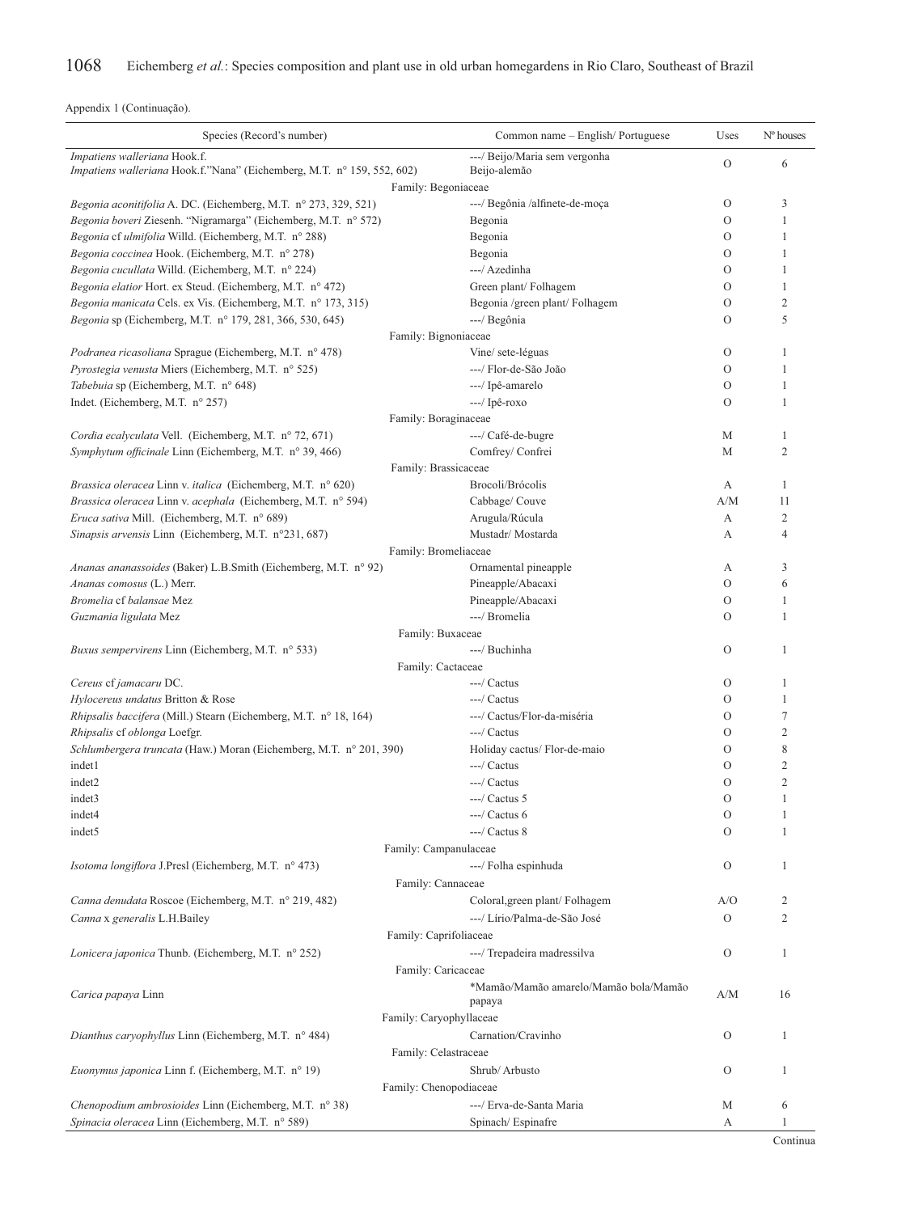Appendix 1 (Continuação).

| Species (Record's number) | Common name – English/ Portuguese | Uses | Nº houses |
|---|---|---|---|
| *Impatiens walleriana* Hook.f.<br>*Impatiens walleriana* Hook.f."Nana" (Eichemberg, M.T. n° 159, 552, 602) | ---/ Beijo/Maria sem vergonha<br>Beijo-alemão | O | 6 |
| Family: Begoniaceae | | | |
| *Begonia aconitifolia* A. DC. (Eichemberg, M.T. n° 273, 329, 521) | ---/ Begônia /alfinete-de-moça | O | 3 |
| *Begonia boveri* Ziesenh. "Nigramarga" (Eichemberg, M.T. n° 572) | Begonia | O | 1 |
| *Begonia* cf *ulmifolia* Willd. (Eichemberg, M.T. n° 288) | Begonia | O | 1 |
| *Begonia coccinea* Hook. (Eichemberg, M.T. n° 278) | Begonia | O | 1 |
| *Begonia cucullata* Willd. (Eichemberg, M.T. n° 224) | ---/ Azedinha | O | 1 |
| *Begonia elatior* Hort. ex Steud. (Eichemberg, M.T. n° 472) | Green plant/ Folhagem | O | 1 |
| *Begonia manicata* Cels. ex Vis. (Eichemberg, M.T. n° 173, 315) | Begonia /green plant/ Folhagem | O | 2 |
| *Begonia* sp (Eichemberg, M.T. n° 179, 281, 366, 530, 645) | ---/ Begônia | O | 5 |
| Family: Bignoniaceae | | | |
| *Podranea ricasoliana* Sprague (Eichemberg, M.T. n° 478) | Vine/ sete-léguas | O | 1 |
| *Pyrostegia venusta* Miers (Eichemberg, M.T. n° 525) | ---/ Flor-de-São João | O | 1 |
| *Tabebuia* sp (Eichemberg, M.T. n° 648) | ---/ Ipê-amarelo | O | 1 |
| Indet. (Eichemberg, M.T. n° 257) | ---/ Ipê-roxo | O | 1 |
| Family: Boraginaceae | | | |
| *Cordia ecalyculata* Vell. (Eichemberg, M.T. n° 72, 671) | ---/ Café-de-bugre | M | 1 |
| *Symphytum officinale* Linn (Eichemberg, M.T. n° 39, 466) | Comfrey/ Confrei | M | 2 |
| Family: Brassicaceae | | | |
| *Brassica oleracea* Linn v. *italica* (Eichemberg, M.T. n° 620) | Brocoli/Brócolis | A | 1 |
| *Brassica oleracea* Linn v. *acephala* (Eichemberg, M.T. n° 594) | Cabbage/ Couve | A/M | 11 |
| *Eruca sativa* Mill. (Eichemberg, M.T. n° 689) | Arugula/Rúcula | A | 2 |
| *Sinapsis arvensis* Linn (Eichemberg, M.T. n°231, 687) | Mustadr/ Mostarda | A | 4 |
| Family: Bromeliaceae | | | |
| *Ananas ananassoides* (Baker) L.B.Smith (Eichemberg, M.T. n° 92) | Ornamental pineapple | A | 3 |
| *Ananas comosus* (L.) Merr. | Pineapple/Abacaxi | O | 6 |
| *Bromelia* cf *balansae* Mez | Pineapple/Abacaxi | O | 1 |
| *Guzmania ligulata* Mez | ---/ Bromelia | O | 1 |
| Family: Buxaceae | | | |
| *Buxus sempervirens* Linn (Eichemberg, M.T. n° 533) | ---/ Buchinha | O | 1 |
| Family: Cactaceae | | | |
| *Cereus* cf *jamacaru* DC. | ---/ Cactus | O | 1 |
| *Hylocereus undatus* Britton & Rose | ---/ Cactus | O | 1 |
| *Rhipsalis baccifera* (Mill.) Stearn (Eichemberg, M.T. n° 18, 164) | ---/ Cactus/Flor-da-miséria | O | 7 |
| *Rhipsalis* cf *oblonga* Loefgr. | ---/ Cactus | O | 2 |
| *Schlumbergera truncata* (Haw.) Moran (Eichemberg, M.T. n° 201, 390) | Holiday cactus/ Flor-de-maio | O | 8 |
| indet1 | ---/ Cactus | O | 2 |
| indet2 | ---/ Cactus | O | 2 |
| indet3 | ---/ Cactus 5 | O | 1 |
| indet4 | ---/ Cactus 6 | O | 1 |
| indet5 | ---/ Cactus 8 | O | 1 |
| Family: Campanulaceae | | | |
| *Isotoma longiflora* J.Presl (Eichemberg, M.T. n° 473) | ---/ Folha espinhuda | O | 1 |
| Family: Cannaceae | | | |
| *Canna denudata* Roscoe (Eichemberg, M.T. n° 219, 482) | Coloral,green plant/ Folhagem | A/O | 2 |
| *Canna* x *generalis* L.H.Bailey | ---/ Lírio/Palma-de-São José | O | 2 |
| Family: Caprifoliaceae | | | |
| *Lonicera japonica* Thunb. (Eichemberg, M.T. n° 252) | ---/ Trepadeira madressilva | O | 1 |
| Family: Caricaceae | | | |
| *Carica papaya* Linn | *Mamão/Mamão amarelo/Mamão bola/Mamão papaya | A/M | 16 |
| Family: Caryophyllaceae | | | |
| *Dianthus caryophyllus* Linn (Eichemberg, M.T. n° 484) | Carnation/Cravinho | O | 1 |
| Family: Celastraceae | | | |
| *Euonymus japonica* Linn f. (Eichemberg, M.T. n° 19) | Shrub/ Arbusto | O | 1 |
| Family: Chenopodiaceae | | | |
| *Chenopodium ambrosioides* Linn (Eichemberg, M.T. n° 38) | ---/ Erva-de-Santa Maria | M | 6 |
| *Spinacia oleracea* Linn (Eichemberg, M.T. n° 589) | Spinach/ Espinafre | A | 1 |

Continua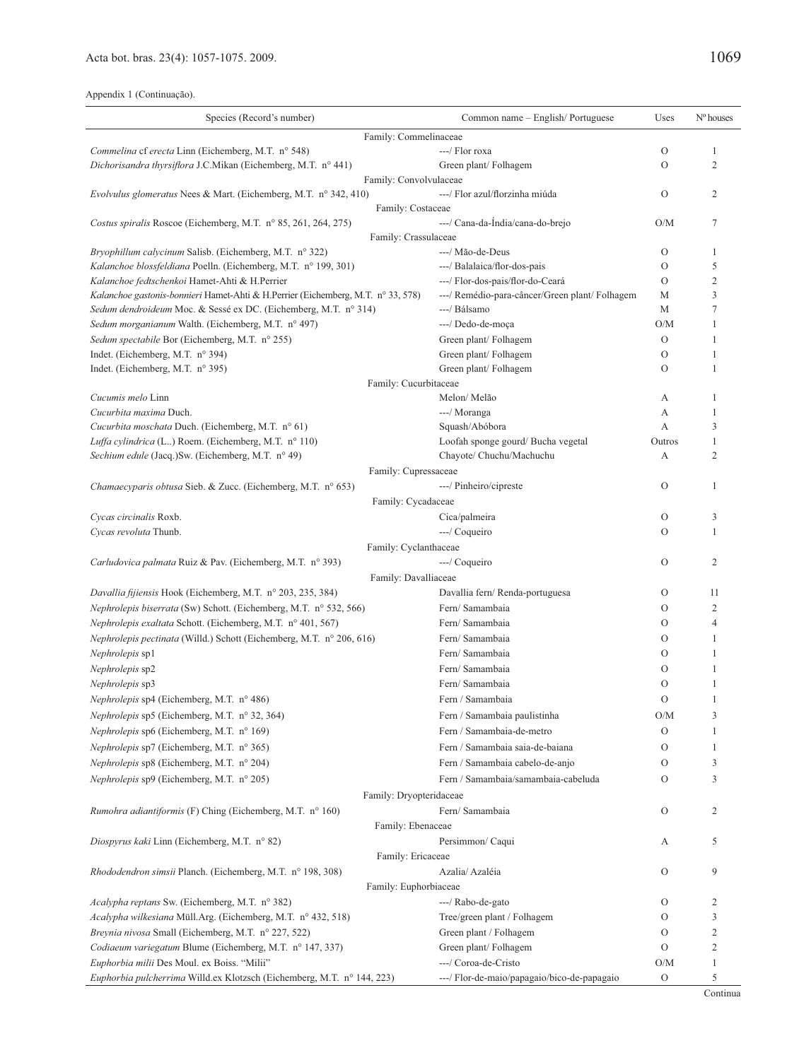Appendix 1 (Continuação).

| Species (Record's number) | Common name – English/ Portuguese | Uses | Nº houses |
|---|---|---|---|
| Family: Commelinaceae | | | |
| *Commelina* cf *erecta* Linn (Eichemberg, M.T. n° 548) | ---/ Flor roxa | O | 1 |
| *Dichorisandra thyrsiflora* J.C.Mikan (Eichemberg, M.T. n° 441) | Green plant/ Folhagem | O | 2 |
| Family: Convolvulaceae | | | |
| *Evolvulus glomeratus* Nees & Mart. (Eichemberg, M.T. n° 342, 410) | ---/ Flor azul/florzinha miúda | O | 2 |
| Family: Costaceae | | | |
| *Costus spiralis* Roscoe (Eichemberg, M.T. n° 85, 261, 264, 275) | ---/ Cana-da-Índia/cana-do-brejo | O/M | 7 |
| Family: Crassulaceae | | | |
| *Bryophillum calycinum* Salisb. (Eichemberg, M.T. n° 322) | ---/ Mão-de-Deus | O | 1 |
| *Kalanchoe blossfeldiana* Poelln. (Eichemberg, M.T. n° 199, 301) | ---/ Balalaica/flor-dos-pais | O | 5 |
| *Kalanchoe fedtschenkoi* Hamet-Ahti & H.Perrier | ---/ Flor-dos-pais/flor-do-Ceará | O | 2 |
| *Kalanchoe gastonis-bonnieri* Hamet-Ahti & H.Perrier (Eichemberg, M.T. n° 33, 578) | ---/ Remédio-para-câncer/Green plant/ Folhagem | M | 3 |
| *Sedum dendroideum* Moc. & Sessé ex DC. (Eichemberg, M.T. n° 314) | ---/ Bálsamo | M | 7 |
| *Sedum morganianum* Walth. (Eichemberg, M.T. n° 497) | ---/ Dedo-de-moça | O/M | 1 |
| *Sedum spectabile* Bor (Eichemberg, M.T. n° 255) | Green plant/ Folhagem | O | 1 |
| Indet. (Eichemberg, M.T. n° 394) | Green plant/ Folhagem | O | 1 |
| Indet. (Eichemberg, M.T. n° 395) | Green plant/ Folhagem | O | 1 |
| Family: Cucurbitaceae | | | |
| *Cucumis melo* Linn | Melon/ Melão | A | 1 |
| *Cucurbita maxima* Duch. | ---/ Moranga | A | 1 |
| *Cucurbita moschata* Duch. (Eichemberg, M.T. n° 61) | Squash/Abóbora | A | 3 |
| *Luffa cylindrica* (L..) Roem. (Eichemberg, M.T. n° 110) | Loofah sponge gourd/ Bucha vegetal | Outros | 1 |
| *Sechium edule* (Jacq.)Sw. (Eichemberg, M.T. n° 49) | Chayote/ Chuchu/Machuchu | A | 2 |
| Family: Cupressaceae | | | |
| *Chamaecyparis obtusa* Sieb. & Zucc. (Eichemberg, M.T. n° 653) | ---/ Pinheiro/cipreste | O | 1 |
| Family: Cycadaceae | | | |
| *Cycas circinalis* Roxb. | Cica/palmeira | O | 3 |
| *Cycas revoluta* Thunb. | ---/ Coqueiro | O | 1 |
| Family: Cyclanthaceae | | | |
| *Carludovica palmata* Ruiz & Pav. (Eichemberg, M.T. n° 393) | ---/ Coqueiro | O | 2 |
| Family: Davalliaceae | | | |
| *Davallia fijiensis* Hook (Eichemberg, M.T. n° 203, 235, 384) | Davallia fern/ Renda-portuguesa | O | 11 |
| *Nephrolepis biserrata* (Sw) Schott. (Eichemberg, M.T. n° 532, 566) | Fern/ Samambaia | O | 2 |
| *Nephrolepis exaltata* Schott. (Eichemberg, M.T. n° 401, 567) | Fern/ Samambaia | O | 4 |
| *Nephrolepis pectinata* (Willd.) Schott (Eichemberg, M.T. n° 206, 616) | Fern/ Samambaia | O | 1 |
| *Nephrolepis* sp1 | Fern/ Samambaia | O | 1 |
| *Nephrolepis* sp2 | Fern/ Samambaia | O | 1 |
| *Nephrolepis* sp3 | Fern/ Samambaia | O | 1 |
| *Nephrolepis* sp4 (Eichemberg, M.T. n° 486) | Fern / Samambaia | O | 1 |
| *Nephrolepis* sp5 (Eichemberg, M.T. n° 32, 364) | Fern / Samambaia paulistinha | O/M | 3 |
| *Nephrolepis* sp6 (Eichemberg, M.T. n° 169) | Fern / Samambaia-de-metro | O | 1 |
| *Nephrolepis* sp7 (Eichemberg, M.T. n° 365) | Fern / Samambaia saia-de-baiana | O | 1 |
| *Nephrolepis* sp8 (Eichemberg, M.T. n° 204) | Fern / Samambaia cabelo-de-anjo | O | 3 |
| *Nephrolepis* sp9 (Eichemberg, M.T. n° 205) | Fern / Samambaia/samambaia-cabeluda | O | 3 |
| Family: Dryopteridaceae | | | |
| *Rumohra adiantiformis* (F) Ching (Eichemberg, M.T. n° 160) | Fern/ Samambaia | O | 2 |
| Family: Ebenaceae | | | |
| *Diospyrus kaki* Linn (Eichemberg, M.T. n° 82) | Persimmon/ Caqui | A | 5 |
| Family: Ericaceae | | | |
| *Rhododendron simsii* Planch. (Eichemberg, M.T. n° 198, 308) | Azalia/ Azaléia | O | 9 |
| Family: Euphorbiaceae | | | |
| *Acalypha reptans* Sw. (Eichemberg, M.T. n° 382) | ---/ Rabo-de-gato | O | 2 |
| *Acalypha wilkesiana* Müll.Arg. (Eichemberg, M.T. n° 432, 518) | Tree/green plant / Folhagem | O | 3 |
| *Breynia nivosa* Small (Eichemberg, M.T. n° 227, 522) | Green plant / Folhagem | O | 2 |
| *Codiaeum variegatum* Blume (Eichemberg, M.T. n° 147, 337) | Green plant/ Folhagem | O | 2 |
| *Euphorbia milii* Des Moul. ex Boiss. "Milii" | ---/ Coroa-de-Cristo | O/M | 1 |
| *Euphorbia pulcherrima* Willd.ex Klotzsch (Eichemberg, M.T. n° 144, 223) | ---/ Flor-de-maio/papagaio/bico-de-papagaio | O | 5 |

Continua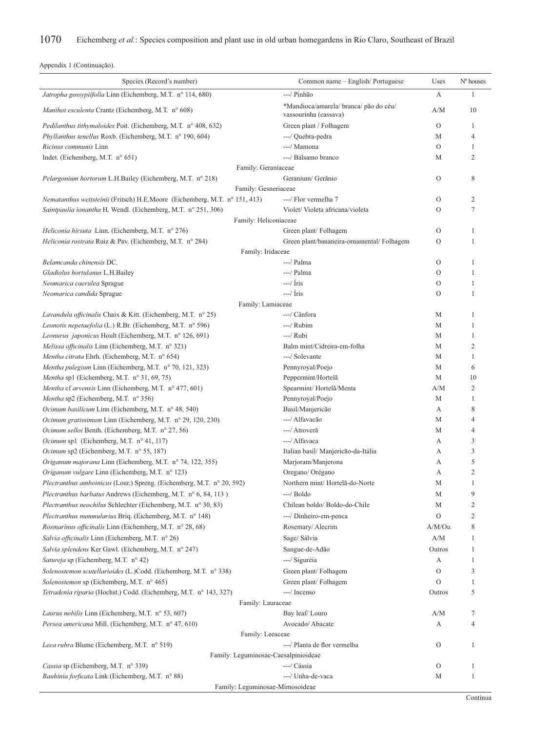Appendix 1 (Continuação).

| Species (Record's number) | Common name – English/ Portuguese | Uses | Nº houses |
|---|---|---|---|
| *Jatropha gossypiifolia* Linn (Eichemberg, M.T. n° 114, 680) | ---/ Pinhão | A | 1 |
| *Manihot esculenta* Crantz (Eichemberg, M.T. n° 608) | *Mandioca/amarela/ branca/ pão do céu/ vassourinha (cassava) | A/M | 10 |
| *Pedilanthus tithymaloides* Poit. (Eichemberg, M.T. n° 408, 632) | Green plant / Folhagem | O | 1 |
| *Phyllanthus tenellus* Roxb. (Eichemberg, M.T. n° 190, 604) | ---/ Quebra-pedra | M | 4 |
| *Ricinus communis* Linn | ---/ Mamona | O | 1 |
| Indet. (Eichemberg, M.T. n° 651) | ---/ Bálsamo branco | M | 2 |
| Family: Geraniaceae | | | |
| *Pelargonium hortorum* L.H.Bailey (Eichemberg, M.T. n° 218) | Geranium/ Gerânio | O | 8 |
| Family: Gesneriaceae | | | |
| *Nematanthus wettsteinii* (Fritsch) H.E.Moore (Eichemberg, M.T. n° 151, 413) | ---/ Flor vermelha 7 | O | 2 |
| *Saintpaulia ionantha* H. Wendl. (Eichemberg, M.T. n° 251, 306) | Violet/ Violeta africana/violeta | O | 7 |
| Family: Heliconiaceae | | | |
| *Heliconia hirsuta* Linn. (Eichemberg, M.T. n° 276) | Green plant/ Folhagem | O | 1 |
| *Heliconia rostrata* Ruiz & Pav. (Eichemberg, M.T. n° 284) | Green plant/bananeira-ornamental/ Folhagem | O | 1 |
| Family: Iridaceae | | | |
| *Belamcanda chinensis* DC. | ---/ Palma | O | 1 |
| *Gladiolus hortulanus* L.H.Bailey | ---/ Palma | O | 1 |
| *Neomarica caerulea* Sprague | ---/ Íris | O | 1 |
| *Neomarica candida* Sprague | ---/ Íris | O | 1 |
| Family: Lamiaceae | | | |
| *Lavandula officinalis* Chaix & Kitt. (Eichemberg, M.T. n° 25) | ---/ Cânfora | M | 1 |
| *Leonotis nepetaefolia* (L.) R.Br. (Eichemberg, M.T. n° 596) | ---/ Rubim | M | 1 |
| *Leonurus japonicus* Hoult (Eichemberg, M.T. n° 126, 691) | ---/ Rubi | M | 1 |
| *Melissa officinalis* Linn (Eichemberg, M.T. n° 321) | Balm mint/Cidreira-em-folha | M | 2 |
| *Mentha citrata* Ehrh. (Eichemberg, M.T. n° 654) | ---/ Solevante | M | 1 |
| *Mentha pulegium* Linn (Eichemberg, M.T. n° 70, 121, 323) | Pennyroyal/Poejo | M | 6 |
| *Mentha* sp1 (Eichemberg, M.T. n° 31, 69, 75) | Peppermint/Hortelã | M | 10 |
| *Mentha* cf *arvensis* Linn (Eichemberg, M.T. n° 477, 601) | Spearmint/ Hortelã/Menta | A/M | 2 |
| *Mentha* sp2 (Eichemberg, M.T. n° 356) | Pennyroyal/Poejo | M | 1 |
| *Ocimum basilicum* Linn (Eichemberg, M.T. n° 48, 540) | Basil/Manjericão | A | 8 |
| *Ocimum gratissimum* Linn (Eichemberg, M.T. n° 29, 120, 230) | ---/ Alfavacão | M | 4 |
| *Ocimum selloi* Benth. (Eichemberg, M.T. n° 27, 56) | ---/ Atroverã | M | 4 |
| *Ocimum* sp1 (Eichemberg, M.T. n° 41, 117) | ---/ Alfavaca | A | 3 |
| *Ocimum* sp2 (Eichemberg, M.T. n° 55, 187) | Italian basil/ Manjericão-da-Itália | A | 3 |
| *Origanum majorana* Linn (Eichemberg, M.T. n° 74, 122, 355) | Marjoram/Manjerona | A | 5 |
| *Origanum vulgare* Linn (Eichemberg, M.T. n° 123) | Oregano/ Orégano | A | 2 |
| *Plectranthus amboinicus* (Lour.) Spreng. (Eichemberg, M.T. n° 20, 592) | Northern mint/ Hortelã-do-Norte | M | 1 |
| *Plectranthus barbatus* Andrews (Eichemberg, M.T. n° 6, 84, 113 ) | ---/ Boldo | M | 9 |
| *Plectranthus neochilus* Schlechter (Eichemberg, M.T. n° 30, 83) | Chilean boldo/ Boldo-do-Chile | M | 2 |
| *Plectranthus nummularius* Briq. (Eichemberg, M.T. n° 148) | ---/ Dinheiro-em-penca | O | 2 |
| *Rosmarinus officinalis* Linn (Eichemberg, M.T. n° 28, 68) | Rosemary/ Alecrim | A/M/Ou | 8 |
| *Salvia officinalis* Linn (Eichemberg, M.T. n° 26) | Sage/ Sálvia | A/M | 1 |
| *Salvia splendens* Ker Gawl. (Eichemberg, M.T. n° 247) | Sangue-de-Adão | Outros | 1 |
| *Satureja* sp (Eichemberg, M.T. n° 42) | ---/ Siguréia | A | 1 |
| *Solenostemon scutellarioides* (L.)Codd. (Eichemberg, M.T. n° 338) | Green plant/ Folhagem | O | 3 |
| *Solenostemon* sp (Eichemberg, M.T. n° 465) | Green plant/ Folhagem | O | 1 |
| *Tetradenia riparia* (Hochst.) Codd. (Eichemberg, M.T. n° 143, 327) | ---/ Incenso | Outros | 5 |
| Family: Lauraceae | | | |
| *Laurus nobilis* Linn (Eichemberg, M.T. n° 53, 607) | Bay leaf/ Louro | A/M | 7 |
| *Persea americana* Mill. (Eichemberg, M.T. n° 47, 610) | Avocado/ Abacate | A | 4 |
| Family: Leeaceae | | | |
| *Leea rubra* Blume (Eichemberg, M.T. n° 519) | ---/ Planta de flor vermelha | O | 1 |
| Family: Leguminosae-Caesalpinioideae | | | |
| *Cassia* sp (Eichemberg, M.T. n° 339) | ---/ Cássia | O | 1 |
| *Bauhinia forficata* Link (Eichemberg, M.T. n° 88) | ---/ Unha-de-vaca | M | 1 |
| Family: Leguminosae-Mimosoideae | | | |

Continua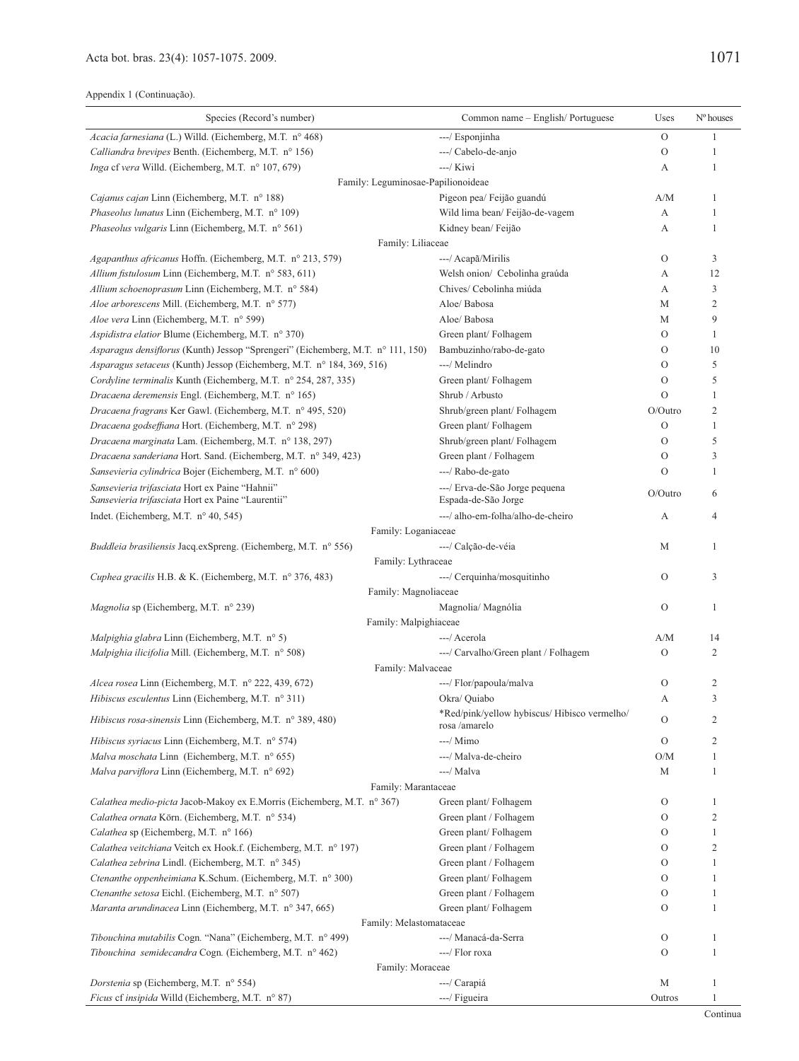Appendix 1 (Continuação).

| Species (Record's number) | Common name – English/ Portuguese | Uses | Nº houses |
|---|---|---|---|
| *Acacia farnesiana* (L.) Willd. (Eichemberg, M.T. n° 468) | ---/ Esponjinha | O | 1 |
| *Calliandra brevipes* Benth. (Eichemberg, M.T. n° 156) | ---/ Cabelo-de-anjo | O | 1 |
| *Inga* cf *vera* Willd. (Eichemberg, M.T. n° 107, 679) | ---/ Kiwi | A | 1 |
| Family: Leguminosae-Papilionoideae | | | |
| *Cajanus cajan* Linn (Eichemberg, M.T. n° 188) | Pigeon pea/ Feijão guandú | A/M | 1 |
| *Phaseolus lunatus* Linn (Eichemberg, M.T. n° 109) | Wild lima bean/ Feijão-de-vagem | A | 1 |
| *Phaseolus vulgaris* Linn (Eichemberg, M.T. n° 561) | Kidney bean/ Feijão | A | 1 |
| Family: Liliaceae | | | |
| *Agapanthus africanus* Hoffn. (Eichemberg, M.T. n° 213, 579) | ---/ Acapã/Mirilis | O | 3 |
| *Allium fistulosum* Linn (Eichemberg, M.T. n° 583, 611) | Welsh onion/ Cebolinha graúda | A | 12 |
| *Allium schoenoprasum* Linn (Eichemberg, M.T. n° 584) | Chives/ Cebolinha miúda | A | 3 |
| *Aloe arborescens* Mill. (Eichemberg, M.T. n° 577) | Aloe/ Babosa | M | 2 |
| *Aloe vera* Linn (Eichemberg, M.T. n° 599) | Aloe/ Babosa | M | 9 |
| *Aspidistra elatior* Blume (Eichemberg, M.T. n° 370) | Green plant/ Folhagem | O | 1 |
| *Asparagus densiflorus* (Kunth) Jessop "Sprengeri" (Eichemberg, M.T. n° 111, 150) | Bambuzinho/rabo-de-gato | O | 10 |
| *Asparagus setaceus* (Kunth) Jessop (Eichemberg, M.T. n° 184, 369, 516) | ---/ Melindro | O | 5 |
| *Cordyline terminalis* Kunth (Eichemberg, M.T. n° 254, 287, 335) | Green plant/ Folhagem | O | 5 |
| *Dracaena deremensis* Engl. (Eichemberg, M.T. n° 165) | Shrub / Arbusto | O | 1 |
| *Dracaena fragrans* Ker Gawl. (Eichemberg, M.T. n° 495, 520) | Shrub/green plant/ Folhagem | O/Outro | 2 |
| *Dracaena godseffiana* Hort. (Eichemberg, M.T. n° 298) | Green plant/ Folhagem | O | 1 |
| *Dracaena marginata* Lam. (Eichemberg, M.T. n° 138, 297) | Shrub/green plant/ Folhagem | O | 5 |
| *Dracaena sanderiana* Hort. Sand. (Eichemberg, M.T. n° 349, 423) | Green plant / Folhagem | O | 3 |
| *Sansevieria cylindrica* Bojer (Eichemberg, M.T. n° 600) | ---/ Rabo-de-gato | O | 1 |
| *Sansevieria trifasciata* Hort ex Paine "Hahnii"<br>*Sansevieria trifasciata* Hort ex Paine "Laurentii" | ---/ Erva-de-São Jorge pequena<br>Espada-de-São Jorge | O/Outro | 6 |
| Indet. (Eichemberg, M.T. n° 40, 545) | ---/ alho-em-folha/alho-de-cheiro | A | 4 |
| Family: Loganiaceae | | | |
| *Buddleia brasiliensis* Jacq.exSpreng. (Eichemberg, M.T. n° 556) | ---/ Calção-de-véia | M | 1 |
| Family: Lythraceae | | | |
| *Cuphea gracilis* H.B. & K. (Eichemberg, M.T. n° 376, 483) | ---/ Cerquinha/mosquitinho | O | 3 |
| Family: Magnoliaceae | | | |
| *Magnolia* sp (Eichemberg, M.T. n° 239) | Magnolia/ Magnólia | O | 1 |
| Family: Malpighiaceae | | | |
| *Malpighia glabra* Linn (Eichemberg, M.T. n° 5) | ---/ Acerola | A/M | 14 |
| *Malpighia ilicifolia* Mill. (Eichemberg, M.T. n° 508) | ---/ Carvalho/Green plant / Folhagem | O | 2 |
| Family: Malvaceae | | | |
| *Alcea rosea* Linn (Eichemberg, M.T. n° 222, 439, 672) | ---/ Flor/papoula/malva | O | 2 |
| *Hibiscus esculentus* Linn (Eichemberg, M.T. n° 311) | Okra/ Quiabo | A | 3 |
| *Hibiscus rosa-sinensis* Linn (Eichemberg, M.T. n° 389, 480) | *Red/pink/yellow hybiscus/ Hibisco vermelho/ rosa /amarelo | O | 2 |
| *Hibiscus syriacus* Linn (Eichemberg, M.T. n° 574) | ---/ Mimo | O | 2 |
| *Malva moschata* Linn (Eichemberg, M.T. n° 655) | ---/ Malva-de-cheiro | O/M | 1 |
| *Malva parviflora* Linn (Eichemberg, M.T. n° 692) | ---/ Malva | M | 1 |
| Family: Marantaceae | | | |
| *Calathea medio-picta* Jacob-Makoy ex E.Morris (Eichemberg, M.T. n° 367) | Green plant/ Folhagem | O | 1 |
| *Calathea ornata* Körn. (Eichemberg, M.T. n° 534) | Green plant / Folhagem | O | 2 |
| *Calathea* sp (Eichemberg, M.T. n° 166) | Green plant/ Folhagem | O | 1 |
| *Calathea veitchiana* Veitch ex Hook.f. (Eichemberg, M.T. n° 197) | Green plant / Folhagem | O | 2 |
| *Calathea zebrina* Lindl. (Eichemberg, M.T. n° 345) | Green plant / Folhagem | O | 1 |
| *Ctenanthe oppenheimiana* K.Schum. (Eichemberg, M.T. n° 300) | Green plant/ Folhagem | O | 1 |
| *Ctenanthe setosa* Eichl. (Eichemberg, M.T. n° 507) | Green plant / Folhagem | O | 1 |
| *Maranta arundinacea* Linn (Eichemberg, M.T. n° 347, 665) | Green plant/ Folhagem | O | 1 |
| Family: Melastomataceae | | | |
| *Tibouchina mutabilis* Cogn. "Nana" (Eichemberg, M.T. n° 499) | ---/ Manacá-da-Serra | O | 1 |
| *Tibouchina semidecandra* Cogn. (Eichemberg, M.T. n° 462) | ---/ Flor roxa | O | 1 |
| Family: Moraceae | | | |
| *Dorstenia* sp (Eichemberg, M.T. n° 554) | ---/ Carapiá | M | 1 |
| *Ficus* cf *insipida* Willd (Eichemberg, M.T. n° 87) | ---/ Figueira | Outros | 1 |

Continua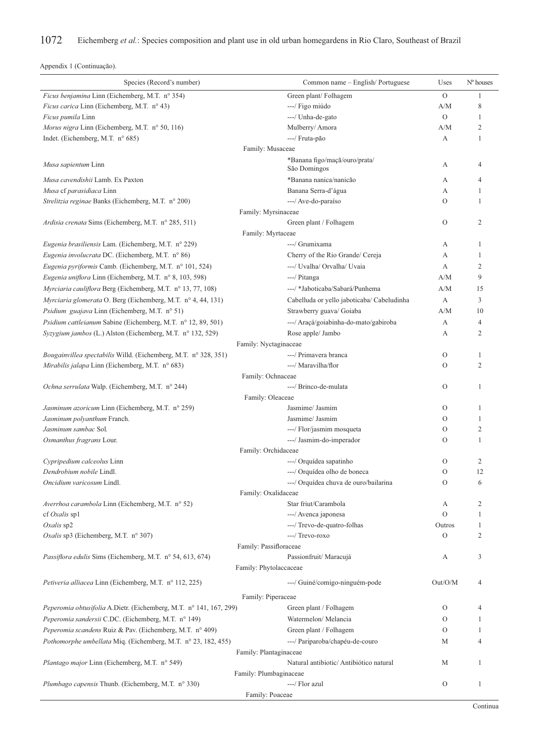Appendix 1 (Continuação).

| Species (Record's number) | Common name – English/ Portuguese | Uses | Nº houses |
|---|---|---|---|
| *Ficus benjamina* Linn (Eichemberg, M.T. n° 354) | Green plant/ Folhagem | O | 1 |
| *Ficus carica* Linn (Eichemberg, M.T. n° 43) | ---/ Figo miúdo | A/M | 8 |
| *Ficus pumila* Linn | ---/ Unha-de-gato | O | 1 |
| *Morus nigra* Linn (Eichemberg, M.T. n° 50, 116) | Mulberry/ Amora | A/M | 2 |
| Indet. (Eichemberg, M.T. n° 685) | ---/ Fruta-pão | A | 1 |
| Family: Musaceae | | | |
| *Musa sapientum* Linn | *Banana figo/maçã/ouro/prata/ São Domingos | A | 4 |
| *Musa cavendishii* Lamb. Ex Paxton | *Banana nanica/nanicão | A | 4 |
| *Musa* cf *parasidiaca* Linn | Banana Serra-d'água | A | 1 |
| *Strelitzia reginae* Banks (Eichemberg, M.T. n° 200) | ---/ Ave-do-paraíso | O | 1 |
| Family: Myrsinaceae | | | |
| *Ardisia crenata* Sims (Eichemberg, M.T. n° 285, 511) | Green plant / Folhagem | O | 2 |
| Family: Myrtaceae | | | |
| *Eugenia brasiliensis* Lam. (Eichemberg, M.T. n° 229) | ---/ Grumixama | A | 1 |
| *Eugenia involucrata* DC. (Eichemberg, M.T. n° 86) | Cherry of the Rio Grande/ Cereja | A | 1 |
| *Eugenia pyriformis* Camb. (Eichemberg, M.T. n° 101, 524) | ---/ Uvalha/ Orvalha/ Uvaia | A | 2 |
| *Eugenia uniflora* Linn (Eichemberg, M.T. n° 8, 103, 598) | ---/ Pitanga | A/M | 9 |
| *Myrciaria cauliflora* Berg (Eichemberg, M.T. n° 13, 77, 108) | ---/ *Jaboticaba/Sabará/Punhema | A/M | 15 |
| *Myrciaria glomerata* O. Berg (Eichemberg, M.T. n° 4, 44, 131) | Cabelluda or yello jaboticaba/ Cabeludinha | A | 3 |
| *Psidium guajava* Linn (Eichemberg, M.T. n° 51) | Strawberry guava/ Goiaba | A/M | 10 |
| *Psidium cattleianum* Sabine (Eichemberg, M.T. n° 12, 89, 501) | ---/ Araçá/goiabinha-do-mato/gabiroba | A | 4 |
| *Syzygium jambos* (L.) Alston (Eichemberg, M.T. n° 132, 529) | Rose apple/ Jambo | A | 2 |
| Family: Nyctaginaceae | | | |
| *Bougainvillea spectabilis* Willd. (Eichemberg, M.T. n° 328, 351) | ---/ Primavera branca | O | 1 |
| *Mirabilis jalapa* Linn (Eichemberg, M.T. n° 683) | ---/ Maravilha/flor | O | 2 |
| Family: Ochnaceae | | | |
| *Ochna serrulata* Walp. (Eichemberg, M.T. n° 244) | ---/ Brinco-de-mulata | O | 1 |
| Family: Oleaceae | | | |
| *Jasminum azoricum* Linn (Eichemberg, M.T. n° 259) | Jasmime/ Jasmim | O | 1 |
| *Jasminum polyanthum* Franch. | Jasmime/ Jasmim | O | 1 |
| *Jasminum sambac* Sol. | ---/ Flor/jasmim mosqueta | O | 2 |
| *Osmanthus fragrans* Lour. | ---/ Jasmim-do-imperador | O | 1 |
| Family: Orchidaceae | | | |
| *Cypripedium calceolus* Linn | ---/ Orquídea sapatinho | O | 2 |
| *Dendrobium nobile* Lindl. | ---/ Orquídea olho de boneca | O | 12 |
| *Oncidium varicosum* Lindl. | ---/ Orquídea chuva de ouro/bailarina | O | 6 |
| Family: Oxalidaceae | | | |
| *Averrhoa carambola* Linn (Eichemberg, M.T. n° 52) | Star friut/Carambola | A | 2 |
| cf *Oxalis* sp1 | ---/ Avenca japonesa | O | 1 |
| *Oxalis* sp2 | ---/ Trevo-de-quatro-folhas | Outros | 1 |
| *Oxalis* sp3 (Eichemberg, M.T. n° 307) | ---/ Trevo-roxo | O | 2 |
| Family: Passifloraceae | | | |
| *Passiflora edulis* Sims (Eichemberg, M.T. n° 54, 613, 674) | Passionfruit/ Maracujá | A | 3 |
| Family: Phytolaccaceae | | | |
| *Petiveria alliacea* Linn (Eichemberg, M.T. n° 112, 225) | ---/ Guiné/comigo-ninguém-pode | Out/O/M | 4 |
| Family: Piperaceae | | | |
| *Peperomia obtusifolia* A.Dietr. (Eichemberg, M.T. n° 141, 167, 299) | Green plant / Folhagem | O | 4 |
| *Peperomia sandersii* C.DC. (Eichemberg, M.T. n° 149) | Watermelon/ Melancia | O | 1 |
| *Peperomia scandens* Ruiz & Pav. (Eichemberg, M.T. n° 409) | Green plant / Folhagem | O | 1 |
| *Pothomorphe umbellata* Miq. (Eichemberg, M.T. n° 23, 182, 455) | ---/ Pariparoba/chapéu-de-couro | M | 4 |
| Family: Plantaginaceae | | | |
| *Plantago major* Linn (Eichemberg, M.T. n° 549) | Natural antibiotic/ Antibiótico natural | M | 1 |
| Family: Plumbaginaceae | | | |
| *Plumbago capensis* Thunb. (Eichemberg, M.T. n° 330) | ---/ Flor azul | O | 1 |
| Family: Poaceae | | | |

Continua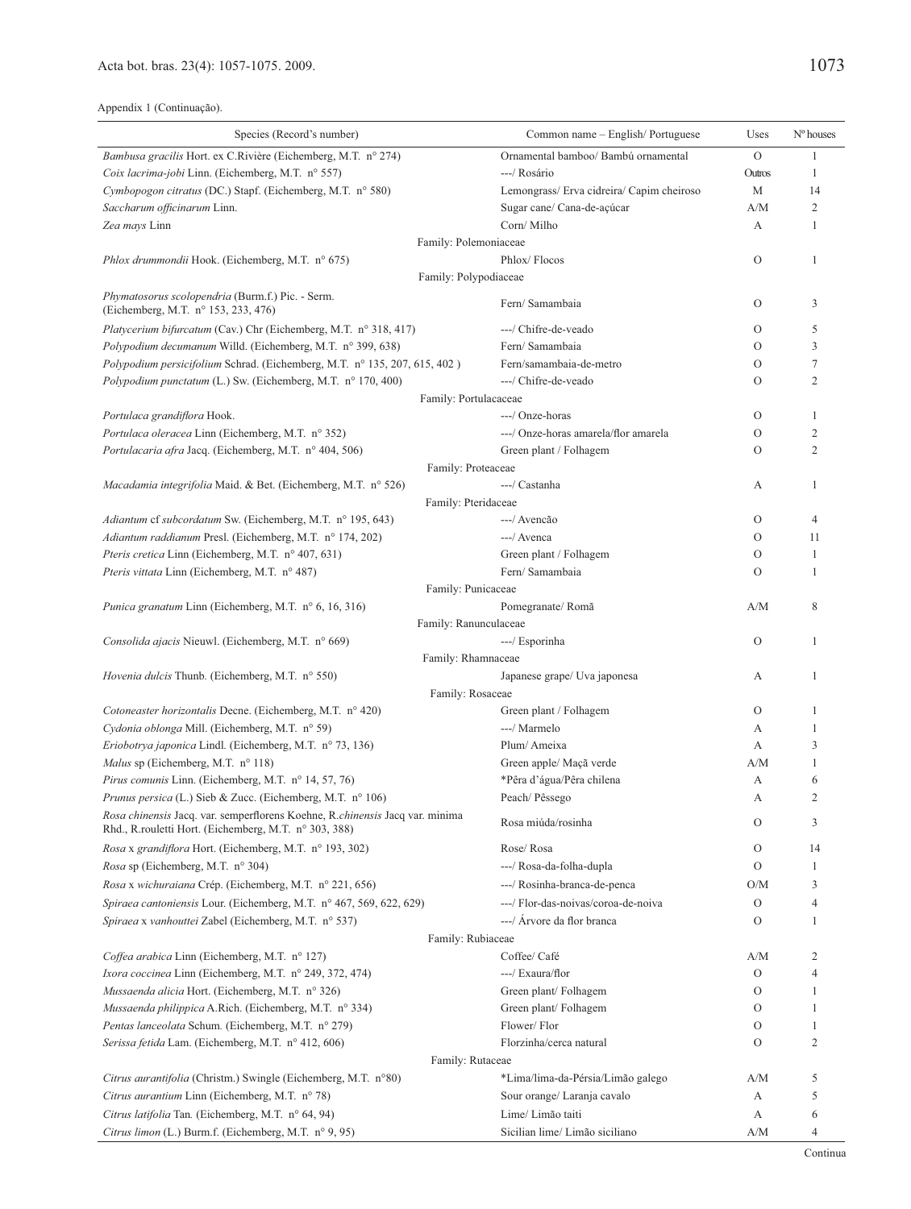Appendix 1 (Continuação).

| Species (Record's number) | Common name – English/ Portuguese | Uses | Nº houses |
|---|---|---|---|
| *Bambusa gracilis* Hort. ex C.Rivière (Eichemberg, M.T. n° 274) | Ornamental bamboo/ Bambú ornamental | O | 1 |
| *Coix lacrima-jobi* Linn. (Eichemberg, M.T. n° 557) | ---/ Rosário | Outros | 1 |
| *Cymbopogon citratus* (DC.) Stapf. (Eichemberg, M.T. n° 580) | Lemongrass/ Erva cidreira/ Capim cheiroso | M | 14 |
| *Saccharum officinarum* Linn. | Sugar cane/ Cana-de-açúcar | A/M | 2 |
| *Zea mays* Linn | Corn/ Milho | A | 1 |
| Family: Polemoniaceae | | | |
| *Phlox drummondii* Hook. (Eichemberg, M.T. n° 675) | Phlox/ Flocos | O | 1 |
| Family: Polypodiaceae | | | |
| *Phymatosorus scolopendria* (Burm.f.) Pic. - Serm. (Eichemberg, M.T. n° 153, 233, 476) | Fern/ Samambaia | O | 3 |
| *Platycerium bifurcatum* (Cav.) Chr (Eichemberg, M.T. n° 318, 417) | ---/ Chifre-de-veado | O | 5 |
| *Polypodium decumanum* Willd. (Eichemberg, M.T. n° 399, 638) | Fern/ Samambaia | O | 3 |
| *Polypodium persicifolium* Schrad. (Eichemberg, M.T. n° 135, 207, 615, 402 ) | Fern/samambaia-de-metro | O | 7 |
| *Polypodium punctatum* (L.) Sw. (Eichemberg, M.T. n° 170, 400) | ---/ Chifre-de-veado | O | 2 |
| Family: Portulacaceae | | | |
| *Portulaca grandiflora* Hook. | ---/ Onze-horas | O | 1 |
| *Portulaca oleracea* Linn (Eichemberg, M.T. n° 352) | ---/ Onze-horas amarela/flor amarela | O | 2 |
| *Portulacaria afra* Jacq. (Eichemberg, M.T. n° 404, 506) | Green plant / Folhagem | O | 2 |
| Family: Proteaceae | | | |
| *Macadamia integrifolia* Maid. & Bet. (Eichemberg, M.T. n° 526) | ---/ Castanha | A | 1 |
| Family: Pteridaceae | | | |
| *Adiantum* cf *subcordatum* Sw. (Eichemberg, M.T. n° 195, 643) | ---/ Avencão | O | 4 |
| *Adiantum raddianum* Presl. (Eichemberg, M.T. n° 174, 202) | ---/ Avenca | O | 11 |
| *Pteris cretica* Linn (Eichemberg, M.T. n° 407, 631) | Green plant / Folhagem | O | 1 |
| *Pteris vittata* Linn (Eichemberg, M.T. n° 487) | Fern/ Samambaia | O | 1 |
| Family: Punicaceae | | | |
| *Punica granatum* Linn (Eichemberg, M.T. n° 6, 16, 316) | Pomegranate/ Romã | A/M | 8 |
| Family: Ranunculaceae | | | |
| *Consolida ajacis* Nieuwl. (Eichemberg, M.T. n° 669) | ---/ Esporinha | O | 1 |
| Family: Rhamnaceae | | | |
| *Hovenia dulcis* Thunb. (Eichemberg, M.T. n° 550) | Japanese grape/ Uva japonesa | A | 1 |
| Family: Rosaceae | | | |
| *Cotoneaster horizontalis* Decne. (Eichemberg, M.T. n° 420) | Green plant / Folhagem | O | 1 |
| *Cydonia oblonga* Mill. (Eichemberg, M.T. n° 59) | ---/ Marmelo | A | 1 |
| *Eriobotrya japonica* Lindl. (Eichemberg, M.T. n° 73, 136) | Plum/ Ameixa | A | 3 |
| *Malus* sp (Eichemberg, M.T. n° 118) | Green apple/ Maçã verde | A/M | 1 |
| *Pirus comunis* Linn. (Eichemberg, M.T. n° 14, 57, 76) | *Pêra d'água/Pêra chilena | A | 6 |
| *Prunus persica* (L.) Sieb & Zucc. (Eichemberg, M.T. n° 106) | Peach/ Pêssego | A | 2 |
| *Rosa chinensis* Jacq. var. semperflorens Koehne, R.*chinensis* Jacq var. minima Rhd., R.rouletti Hort. (Eichemberg, M.T. n° 303, 388) | Rosa miúda/rosinha | O | 3 |
| *Rosa* x *grandiflora* Hort. (Eichemberg, M.T. n° 193, 302) | Rose/ Rosa | O | 14 |
| *Rosa* sp (Eichemberg, M.T. n° 304) | ---/ Rosa-da-folha-dupla | O | 1 |
| *Rosa* x *wichuraiana* Crép. (Eichemberg, M.T. n° 221, 656) | ---/ Rosinha-branca-de-penca | O/M | 3 |
| *Spiraea cantoniensis* Lour. (Eichemberg, M.T. n° 467, 569, 622, 629) | ---/ Flor-das-noivas/coroa-de-noiva | O | 4 |
| *Spiraea* x *vanhouttei* Zabel (Eichemberg, M.T. n° 537) | ---/ Árvore da flor branca | O | 1 |
| Family: Rubiaceae | | | |
| *Coffea arabica* Linn (Eichemberg, M.T. n° 127) | Coffee/ Café | A/M | 2 |
| *Ixora coccinea* Linn (Eichemberg, M.T. n° 249, 372, 474) | ---/ Exaura/flor | O | 4 |
| *Mussaenda alicia* Hort. (Eichemberg, M.T. n° 326) | Green plant/ Folhagem | O | 1 |
| *Mussaenda philippica* A.Rich. (Eichemberg, M.T. n° 334) | Green plant/ Folhagem | O | 1 |
| *Pentas lanceolata* Schum. (Eichemberg, M.T. n° 279) | Flower/ Flor | O | 1 |
| *Serissa fetida* Lam. (Eichemberg, M.T. n° 412, 606) | Florzinha/cerca natural | O | 2 |
| Family: Rutaceae | | | |
| *Citrus aurantifolia* (Christm.) Swingle (Eichemberg, M.T. n°80) | *Lima/lima-da-Pérsia/Limão galego | A/M | 5 |
| *Citrus aurantium* Linn (Eichemberg, M.T. n° 78) | Sour orange/ Laranja cavalo | A | 5 |
| *Citrus latifolia* Tan. (Eichemberg, M.T. n° 64, 94) | Lime/ Limão taiti | A | 6 |
| *Citrus limon* (L.) Burm.f. (Eichemberg, M.T. n° 9, 95) | Sicilian lime/ Limão siciliano | A/M | 4 |

Continua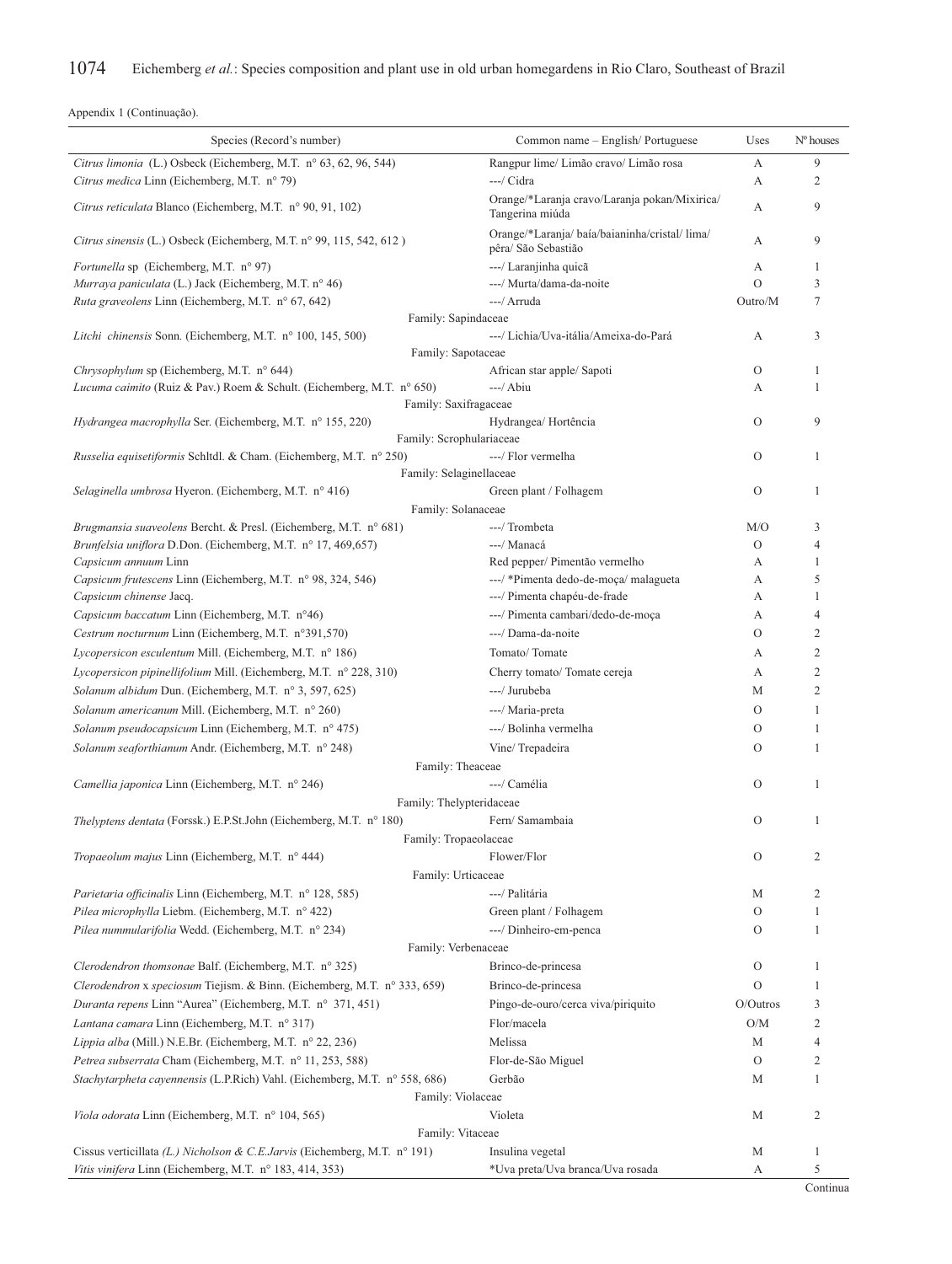Appendix 1 (Continuação).

| Species (Record's number) | Common name – English/ Portuguese | Uses | Nº houses |
|---|---|---|---|
| *Citrus limonia* (L.) Osbeck (Eichemberg, M.T. nº 63, 62, 96, 544) | Rangpur lime/ Limão cravo/ Limão rosa | A | 9 |
| *Citrus medica* Linn (Eichemberg, M.T. nº 79) | ---/ Cidra | A | 2 |
| *Citrus reticulata* Blanco (Eichemberg, M.T. nº 90, 91, 102) | Orange/*Laranja cravo/Laranja pokan/Mixirica/ Tangerina miúda | A | 9 |
| *Citrus sinensis* (L.) Osbeck (Eichemberg, M.T. nº 99, 115, 542, 612 ) | Orange/*Laranja/ baía/baianinha/cristal/ lima/ pêra/ São Sebastião | A | 9 |
| *Fortunella* sp (Eichemberg, M.T. nº 97) | ---/ Laranjinha quicã | A | 1 |
| *Murraya paniculata* (L.) Jack (Eichemberg, M.T. nº 46) | ---/ Murta/dama-da-noite | O | 3 |
| *Ruta graveolens* Linn (Eichemberg, M.T. nº 67, 642) | ---/ Arruda | Outro/M | 7 |
| Family: Sapindaceae | | | |
| *Litchi chinensis* Sonn. (Eichemberg, M.T. nº 100, 145, 500) | ---/ Lichia/Uva-itália/Ameixa-do-Pará | A | 3 |
| Family: Sapotaceae | | | |
| *Chrysophylum* sp (Eichemberg, M.T. nº 644) | African star apple/ Sapoti | O | 1 |
| *Lucuma caimito* (Ruiz & Pav.) Roem & Schult. (Eichemberg, M.T. nº 650) | ---/ Abiu | A | 1 |
| Family: Saxifragaceae | | | |
| *Hydrangea macrophylla* Ser. (Eichemberg, M.T. nº 155, 220) | Hydrangea/ Hortência | O | 9 |
| Family: Scrophulariaceae | | | |
| *Russelia equisetiformis* Schltdl. & Cham. (Eichemberg, M.T. nº 250) | ---/ Flor vermelha | O | 1 |
| Family: Selaginellaceae | | | |
| *Selaginella umbrosa* Hyeron. (Eichemberg, M.T. nº 416) | Green plant / Folhagem | O | 1 |
| Family: Solanaceae | | | |
| *Brugmansia suaveolens* Bercht. & Presl. (Eichemberg, M.T. nº 681) | ---/ Trombeta | M/O | 3 |
| *Brunfelsia uniflora* D.Don. (Eichemberg, M.T. nº 17, 469,657) | ---/ Manacá | O | 4 |
| *Capsicum annuum* Linn | Red pepper/ Pimentão vermelho | A | 1 |
| *Capsicum frutescens* Linn (Eichemberg, M.T. nº 98, 324, 546) | ---/ *Pimenta dedo-de-moça/ malagueta | A | 5 |
| *Capsicum chinense* Jacq. | ---/ Pimenta chapéu-de-frade | A | 1 |
| *Capsicum baccatum* Linn (Eichemberg, M.T. nº46) | ---/ Pimenta cambari/dedo-de-moça | A | 4 |
| *Cestrum nocturnum* Linn (Eichemberg, M.T. nº391,570) | ---/ Dama-da-noite | O | 2 |
| *Lycopersicon esculentum* Mill. (Eichemberg, M.T. nº 186) | Tomato/ Tomate | A | 2 |
| *Lycopersicon pipinellifolium* Mill. (Eichemberg, M.T. nº 228, 310) | Cherry tomato/ Tomate cereja | A | 2 |
| *Solanum albidum* Dun. (Eichemberg, M.T. nº 3, 597, 625) | ---/ Jurubeba | M | 2 |
| *Solanum americanum* Mill. (Eichemberg, M.T. nº 260) | ---/ Maria-preta | O | 1 |
| *Solanum pseudocapsicum* Linn (Eichemberg, M.T. nº 475) | ---/ Bolinha vermelha | O | 1 |
| *Solanum seaforthianum* Andr. (Eichemberg, M.T. nº 248) | Vine/ Trepadeira | O | 1 |
| Family: Theaceae | | | |
| *Camellia japonica* Linn (Eichemberg, M.T. nº 246) | ---/ Camélia | O | 1 |
| Family: Thelypteridaceae | | | |
| *Thelyptens dentata* (Forssk.) E.P.St.John (Eichemberg, M.T. nº 180) | Fern/ Samambaia | O | 1 |
| Family: Tropaeolaceae | | | |
| *Tropaeolum majus* Linn (Eichemberg, M.T. nº 444) | Flower/Flor | O | 2 |
| Family: Urticaceae | | | |
| *Parietaria officinalis* Linn (Eichemberg, M.T. nº 128, 585) | ---/ Palitária | M | 2 |
| *Pilea microphylla* Liebm. (Eichemberg, M.T. nº 422) | Green plant / Folhagem | O | 1 |
| *Pilea nummularifolia* Wedd. (Eichemberg, M.T. nº 234) | ---/ Dinheiro-em-penca | O | 1 |
| Family: Verbenaceae | | | |
| *Clerodendron thomsonae* Balf. (Eichemberg, M.T. nº 325) | Brinco-de-princesa | O | 1 |
| *Clerodendron* x *speciosum* Tiejism. & Binn. (Eichemberg, M.T. nº 333, 659) | Brinco-de-princesa | O | 1 |
| *Duranta repens* Linn "Aurea" (Eichemberg, M.T. nº 371, 451) | Pingo-de-ouro/cerca viva/piriquito | O/Outros | 3 |
| *Lantana camara* Linn (Eichemberg, M.T. nº 317) | Flor/macela | O/M | 2 |
| *Lippia alba* (Mill.) N.E.Br. (Eichemberg, M.T. nº 22, 236) | Melissa | M | 4 |
| *Petrea subserrata* Cham (Eichemberg, M.T. nº 11, 253, 588) | Flor-de-São Miguel | O | 2 |
| *Stachytarpheta cayennensis* (L.P.Rich) Vahl. (Eichemberg, M.T. nº 558, 686) | Gerbão | M | 1 |
| Family: Violaceae | | | |
| *Viola odorata* Linn (Eichemberg, M.T. nº 104, 565) | Violeta | M | 2 |
| Family: Vitaceae | | | |
| Cissus verticillata *(L.) Nicholson & C.E.Jarvis* (Eichemberg, M.T. nº 191) | Insulina vegetal | M | 1 |
| *Vitis vinifera* Linn (Eichemberg, M.T. nº 183, 414, 353) | *Uva preta/Uva branca/Uva rosada | A | 5 |

Continua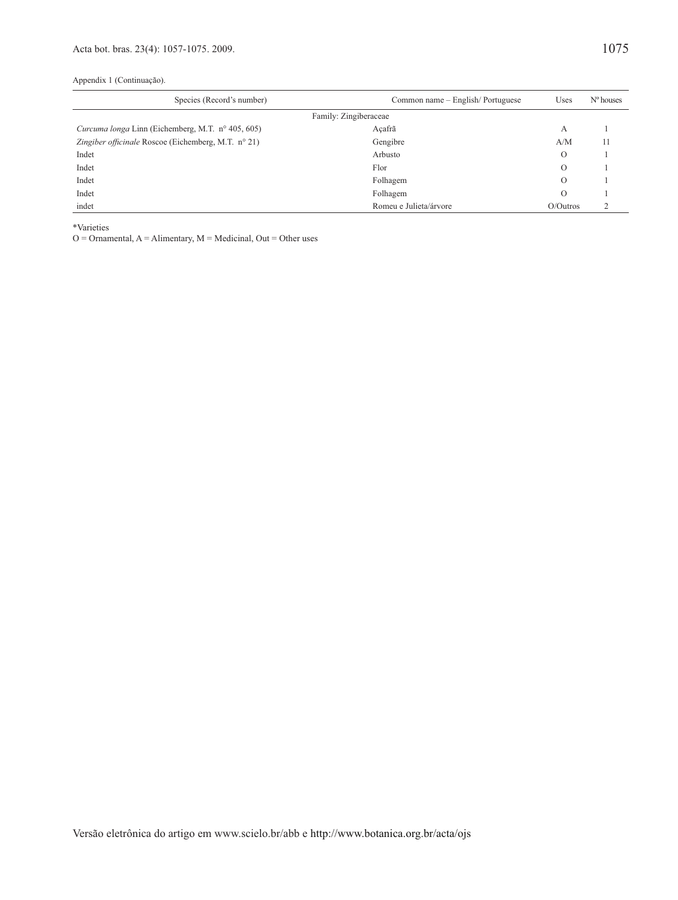Appendix 1 (Continuação).

| Species (Record's number) | Common name – English/ Portuguese | Uses | Nº houses |
|---|---|---|---|
| Family: Zingiberaceae | | | |
| *Curcuma longa* Linn (Eichemberg, M.T. n° 405, 605) | Açafrã | A | 1 |
| *Zingiber officinale* Roscoe (Eichemberg, M.T. n° 21) | Gengibre | A/M | 11 |
| Indet | Arbusto | O | 1 |
| Indet | Flor | O | 1 |
| Indet | Folhagem | O | 1 |
| Indet | Folhagem | O | 1 |
| indet | Romeu e Julieta/árvore | O/Outros | 2 |

*Varieties
O = Ornamental, A = Alimentary, M = Medicinal, Out = Other uses

Versão eletrônica do artigo em www.scielo.br/abb e http://www.botanica.org.br/acta/ojs